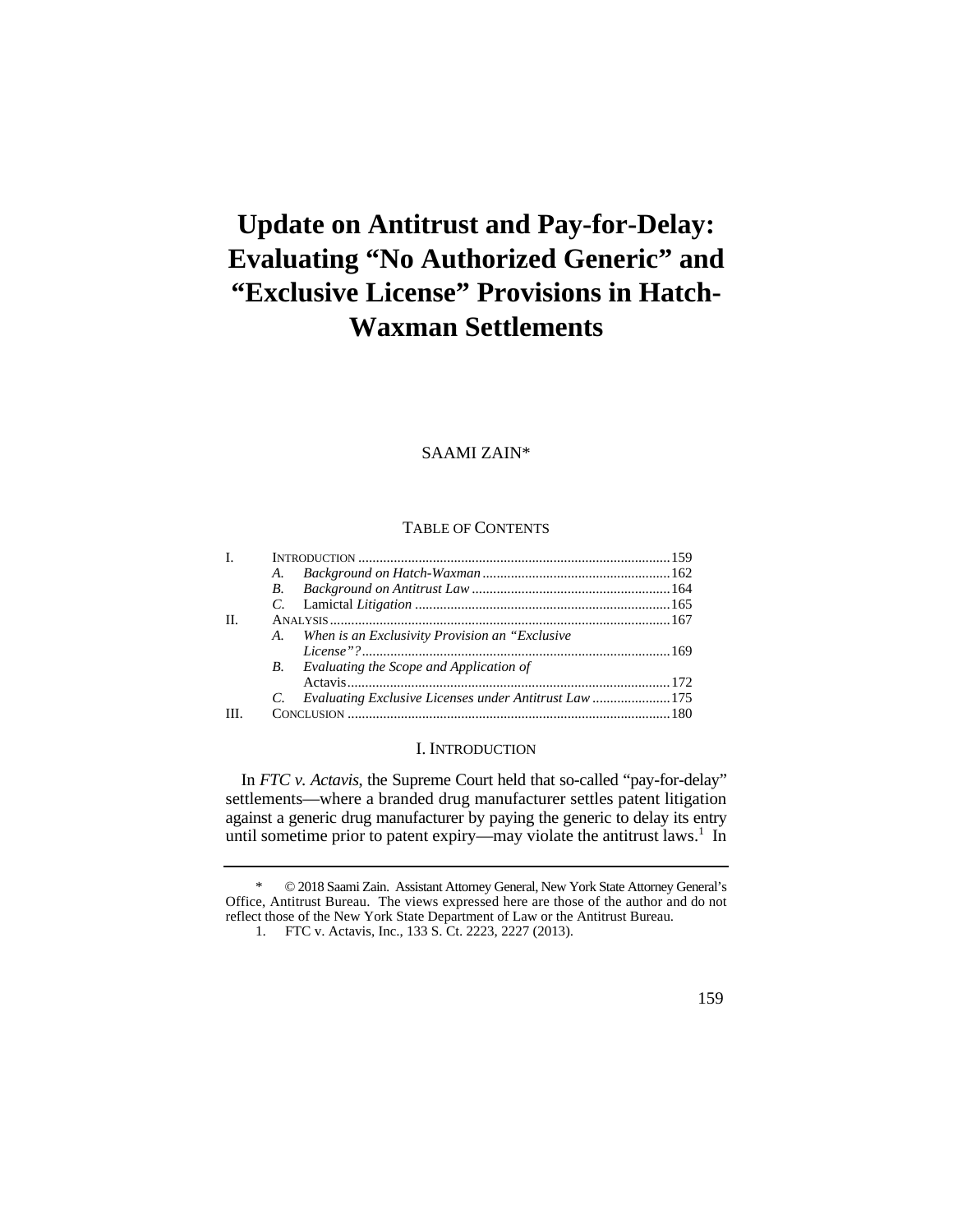# Update on Antitrust and Pay-for-Delay: Evaluating "No Authorized Generic" and "Exclusive License" Provisions in Hatch-Waxman Settlements

SAAMI ZAIN*

TABLE OF CONTENTS

| | | |
|---|---|---|
| I. | INTRODUCTION | 159 |
| | A. *Background on Hatch-Waxman* | 162 |
| | B. *Background on Antitrust Law* | 164 |
| | C. Lamictal *Litigation* | 165 |
| II. | ANALYSIS | 167 |
| | A. *When is an Exclusivity Provision an "Exclusive License"?* | 169 |
| | B. *Evaluating the Scope and Application of* Actavis | 172 |
| | C. *Evaluating Exclusive Licenses under Antitrust Law* | 175 |
| III. | CONCLUSION | 180 |

## I. INTRODUCTION

In *FTC v. Actavis*, the Supreme Court held that so-called "pay-for-delay" settlements—where a branded drug manufacturer settles patent litigation against a generic drug manufacturer by paying the generic to delay its entry until sometime prior to patent expiry—may violate the antitrust laws.[1] In

---

\* © 2018 Saami Zain. Assistant Attorney General, New York State Attorney General's Office, Antitrust Bureau. The views expressed here are those of the author and do not reflect those of the New York State Department of Law or the Antitrust Bureau.

1. FTC v. Actavis, Inc., 133 S. Ct. 2223, 2227 (2013).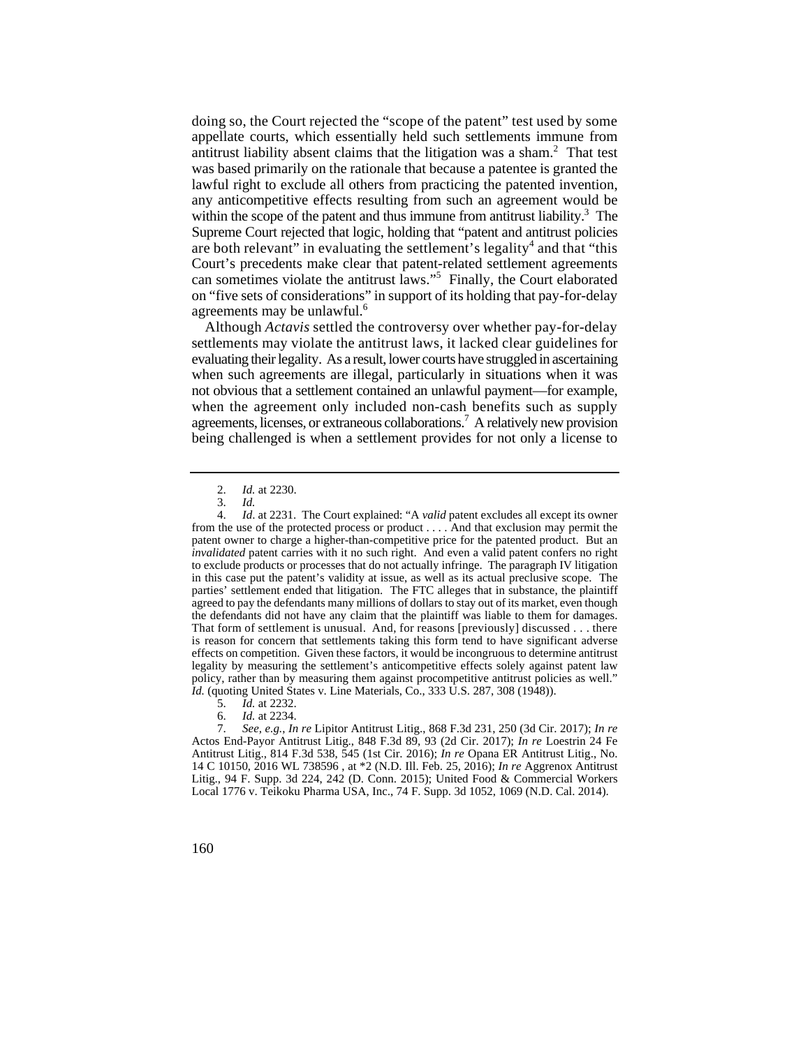doing so, the Court rejected the "scope of the patent" test used by some appellate courts, which essentially held such settlements immune from antitrust liability absent claims that the litigation was a sham.[2] That test was based primarily on the rationale that because a patentee is granted the lawful right to exclude all others from practicing the patented invention, any anticompetitive effects resulting from such an agreement would be within the scope of the patent and thus immune from antitrust liability.[3] The Supreme Court rejected that logic, holding that "patent and antitrust policies are both relevant" in evaluating the settlement's legality[4] and that "this Court's precedents make clear that patent-related settlement agreements can sometimes violate the antitrust laws."[5] Finally, the Court elaborated on "five sets of considerations" in support of its holding that pay-for-delay agreements may be unlawful.[6]

Although *Actavis* settled the controversy over whether pay-for-delay settlements may violate the antitrust laws, it lacked clear guidelines for evaluating their legality. As a result, lower courts have struggled in ascertaining when such agreements are illegal, particularly in situations when it was not obvious that a settlement contained an unlawful payment—for example, when the agreement only included non-cash benefits such as supply agreements, licenses, or extraneous collaborations.[7] A relatively new provision being challenged is when a settlement provides for not only a license to

---

2. *Id.* at 2230.

3. *Id.*

4. *Id*. at 2231. The Court explained: "A *valid* patent excludes all except its owner from the use of the protected process or product . . . . And that exclusion may permit the patent owner to charge a higher-than-competitive price for the patented product. But an *invalidated* patent carries with it no such right. And even a valid patent confers no right to exclude products or processes that do not actually infringe. The paragraph IV litigation in this case put the patent's validity at issue, as well as its actual preclusive scope. The parties' settlement ended that litigation. The FTC alleges that in substance, the plaintiff agreed to pay the defendants many millions of dollars to stay out of its market, even though the defendants did not have any claim that the plaintiff was liable to them for damages. That form of settlement is unusual. And, for reasons [previously] discussed . . . there is reason for concern that settlements taking this form tend to have significant adverse effects on competition. Given these factors, it would be incongruous to determine antitrust legality by measuring the settlement's anticompetitive effects solely against patent law policy, rather than by measuring them against procompetitive antitrust policies as well." *Id.* (quoting United States v. Line Materials, Co., 333 U.S. 287, 308 (1948)).

5. *Id.* at 2232.

6. *Id.* at 2234.

7. *See, e.g.*, *In re* Lipitor Antitrust Litig., 868 F.3d 231, 250 (3d Cir. 2017); *In re* Actos End-Payor Antitrust Litig., 848 F.3d 89, 93 (2d Cir. 2017); *In re* Loestrin 24 Fe Antitrust Litig., 814 F.3d 538, 545 (1st Cir. 2016); *In re* Opana ER Antitrust Litig., No. 14 C 10150, 2016 WL 738596 , at *2 (N.D. Ill. Feb. 25, 2016); *In re* Aggrenox Antitrust Litig., 94 F. Supp. 3d 224, 242 (D. Conn. 2015); United Food & Commercial Workers Local 1776 v. Teikoku Pharma USA, Inc., 74 F. Supp. 3d 1052, 1069 (N.D. Cal. 2014).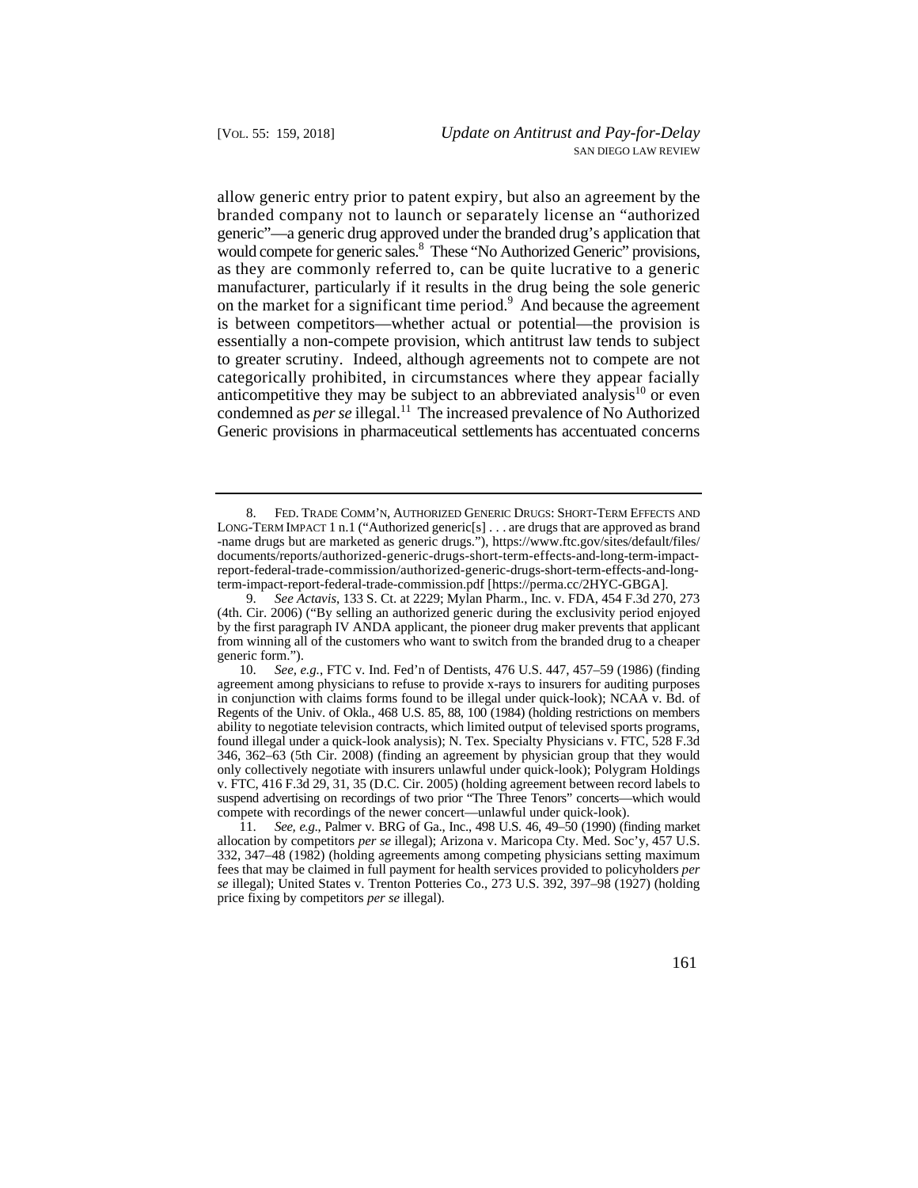allow generic entry prior to patent expiry, but also an agreement by the branded company not to launch or separately license an "authorized generic"—a generic drug approved under the branded drug's application that would compete for generic sales.[8] These "No Authorized Generic" provisions, as they are commonly referred to, can be quite lucrative to a generic manufacturer, particularly if it results in the drug being the sole generic on the market for a significant time period.[9] And because the agreement is between competitors—whether actual or potential—the provision is essentially a non-compete provision, which antitrust law tends to subject to greater scrutiny. Indeed, although agreements not to compete are not categorically prohibited, in circumstances where they appear facially anticompetitive they may be subject to an abbreviated analysis[10] or even condemned as *per se* illegal.[11] The increased prevalence of No Authorized Generic provisions in pharmaceutical settlements has accentuated concerns

---

8. FED. TRADE COMM'N, AUTHORIZED GENERIC DRUGS: SHORT-TERM EFFECTS AND LONG-TERM IMPACT 1 n.1 ("Authorized generic[s] . . . are drugs that are approved as brand -name drugs but are marketed as generic drugs."), https://www.ftc.gov/sites/default/files/documents/reports/authorized-generic-drugs-short-term-effects-and-long-term-impact-report-federal-trade-commission/authorized-generic-drugs-short-term-effects-and-long-term-impact-report-federal-trade-commission.pdf [https://perma.cc/2HYC-GBGA].

9. *See Actavis*, 133 S. Ct. at 2229; Mylan Pharm., Inc. v. FDA, 454 F.3d 270, 273 (4th Cir. 2006) ("By selling an authorized generic during the exclusivity period enjoyed by the first paragraph IV ANDA applicant, the pioneer drug maker prevents that applicant from winning all of the customers who want to switch from the branded drug to a cheaper generic form.").

10. *See, e.g.*, FTC v. Ind. Fed'n of Dentists, 476 U.S. 447, 457–59 (1986) (finding agreement among physicians to refuse to provide x-rays to insurers for auditing purposes in conjunction with claims forms found to be illegal under quick-look); NCAA v. Bd. of Regents of the Univ. of Okla., 468 U.S. 85, 88, 100 (1984) (holding restrictions on members ability to negotiate television contracts, which limited output of televised sports programs, found illegal under a quick-look analysis); N. Tex. Specialty Physicians v. FTC, 528 F.3d 346, 362–63 (5th Cir. 2008) (finding an agreement by physician group that they would only collectively negotiate with insurers unlawful under quick-look); Polygram Holdings v. FTC, 416 F.3d 29, 31, 35 (D.C. Cir. 2005) (holding agreement between record labels to suspend advertising on recordings of two prior "The Three Tenors" concerts—which would compete with recordings of the newer concert—unlawful under quick-look).

11. *See, e.g.*, Palmer v. BRG of Ga., Inc., 498 U.S. 46, 49–50 (1990) (finding market allocation by competitors *per se* illegal); Arizona v. Maricopa Cty. Med. Soc'y, 457 U.S. 332, 347–48 (1982) (holding agreements among competing physicians setting maximum fees that may be claimed in full payment for health services provided to policyholders *per se* illegal); United States v. Trenton Potteries Co., 273 U.S. 392, 397–98 (1927) (holding price fixing by competitors *per se* illegal).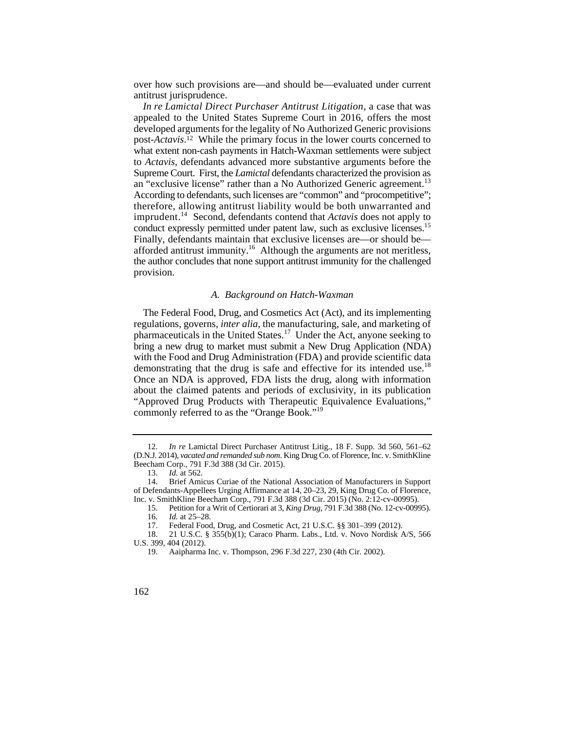over how such provisions are—and should be—evaluated under current antitrust jurisprudence.

*In re Lamictal Direct Purchaser Antitrust Litigation*, a case that was appealed to the United States Supreme Court in 2016, offers the most developed arguments for the legality of No Authorized Generic provisions post-*Actavis*.[12] While the primary focus in the lower courts concerned to what extent non-cash payments in Hatch-Waxman settlements were subject to *Actavis*, defendants advanced more substantive arguments before the Supreme Court. First, the *Lamictal* defendants characterized the provision as an "exclusive license" rather than a No Authorized Generic agreement.[13] According to defendants, such licenses are "common" and "procompetitive"; therefore, allowing antitrust liability would be both unwarranted and imprudent.[14] Second, defendants contend that *Actavis* does not apply to conduct expressly permitted under patent law, such as exclusive licenses.[15] Finally, defendants maintain that exclusive licenses are—or should be—afforded antitrust immunity.[16] Although the arguments are not meritless, the author concludes that none support antitrust immunity for the challenged provision.

### *A. Background on Hatch-Waxman*

The Federal Food, Drug, and Cosmetics Act (Act), and its implementing regulations, governs, *inter alia*, the manufacturing, sale, and marketing of pharmaceuticals in the United States.[17] Under the Act, anyone seeking to bring a new drug to market must submit a New Drug Application (NDA) with the Food and Drug Administration (FDA) and provide scientific data demonstrating that the drug is safe and effective for its intended use.[18] Once an NDA is approved, FDA lists the drug, along with information about the claimed patents and periods of exclusivity, in its publication "Approved Drug Products with Therapeutic Equivalence Evaluations," commonly referred to as the "Orange Book."[19]

---

12. *In re* Lamictal Direct Purchaser Antitrust Litig., 18 F. Supp. 3d 560, 561–62 (D.N.J. 2014), *vacated and remanded sub nom.* King Drug Co. of Florence, Inc. v. SmithKline Beecham Corp., 791 F.3d 388 (3d Cir. 2015).

13. *Id.* at 562.

14. Brief Amicus Curiae of the National Association of Manufacturers in Support of Defendants-Appellees Urging Affirmance at 14, 20–23, 29, King Drug Co. of Florence, Inc. v. SmithKline Beecham Corp., 791 F.3d 388 (3d Cir. 2015) (No. 2:12-cv-00995).

15. Petition for a Writ of Certiorari at 3, *King Drug*, 791 F.3d 388 (No. 12-cv-00995).

16. *Id.* at 25–28.

17. Federal Food, Drug, and Cosmetic Act, 21 U.S.C. §§ 301–399 (2012).

18. 21 U.S.C. § 355(b)(1); Caraco Pharm. Labs., Ltd. v. Novo Nordisk A/S, 566 U.S. 399, 404 (2012).

19. Aaipharma Inc. v. Thompson, 296 F.3d 227, 230 (4th Cir. 2002).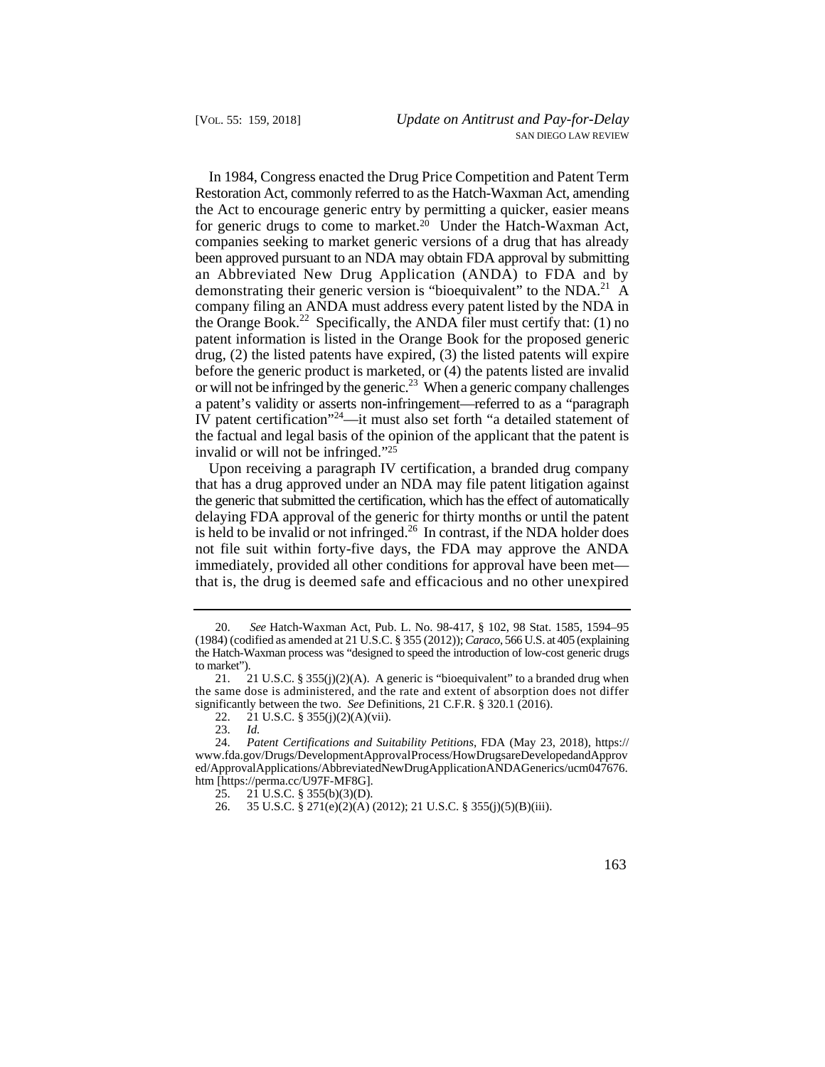In 1984, Congress enacted the Drug Price Competition and Patent Term Restoration Act, commonly referred to as the Hatch-Waxman Act, amending the Act to encourage generic entry by permitting a quicker, easier means for generic drugs to come to market.[20] Under the Hatch-Waxman Act, companies seeking to market generic versions of a drug that has already been approved pursuant to an NDA may obtain FDA approval by submitting an Abbreviated New Drug Application (ANDA) to FDA and by demonstrating their generic version is "bioequivalent" to the NDA.[21] A company filing an ANDA must address every patent listed by the NDA in the Orange Book.[22] Specifically, the ANDA filer must certify that: (1) no patent information is listed in the Orange Book for the proposed generic drug, (2) the listed patents have expired, (3) the listed patents will expire before the generic product is marketed, or (4) the patents listed are invalid or will not be infringed by the generic.[23] When a generic company challenges a patent's validity or asserts non-infringement—referred to as a "paragraph IV patent certification"[24]—it must also set forth "a detailed statement of the factual and legal basis of the opinion of the applicant that the patent is invalid or will not be infringed."[25]

Upon receiving a paragraph IV certification, a branded drug company that has a drug approved under an NDA may file patent litigation against the generic that submitted the certification, which has the effect of automatically delaying FDA approval of the generic for thirty months or until the patent is held to be invalid or not infringed.[26] In contrast, if the NDA holder does not file suit within forty-five days, the FDA may approve the ANDA immediately, provided all other conditions for approval have been met—that is, the drug is deemed safe and efficacious and no other unexpired

---

20. *See* Hatch-Waxman Act, Pub. L. No. 98-417, § 102, 98 Stat. 1585, 1594–95 (1984) (codified as amended at 21 U.S.C. § 355 (2012)); *Caraco*, 566 U.S. at 405 (explaining the Hatch-Waxman process was "designed to speed the introduction of low-cost generic drugs to market").

21. 21 U.S.C. § 355(j)(2)(A). A generic is "bioequivalent" to a branded drug when the same dose is administered, and the rate and extent of absorption does not differ significantly between the two. *See* Definitions, 21 C.F.R. § 320.1 (2016).

22. 21 U.S.C. § 355(j)(2)(A)(vii).

23. *Id.*

24. *Patent Certifications and Suitability Petitions*, FDA (May 23, 2018), https://www.fda.gov/Drugs/DevelopmentApprovalProcess/HowDrugsareDevelopedandApproved/ApprovalApplications/AbbreviatedNewDrugApplicationANDAGenerics/ucm047676.htm [https://perma.cc/U97F-MF8G].

25. 21 U.S.C. § 355(b)(3)(D).

26. 35 U.S.C. § 271(e)(2)(A) (2012); 21 U.S.C. § 355(j)(5)(B)(iii).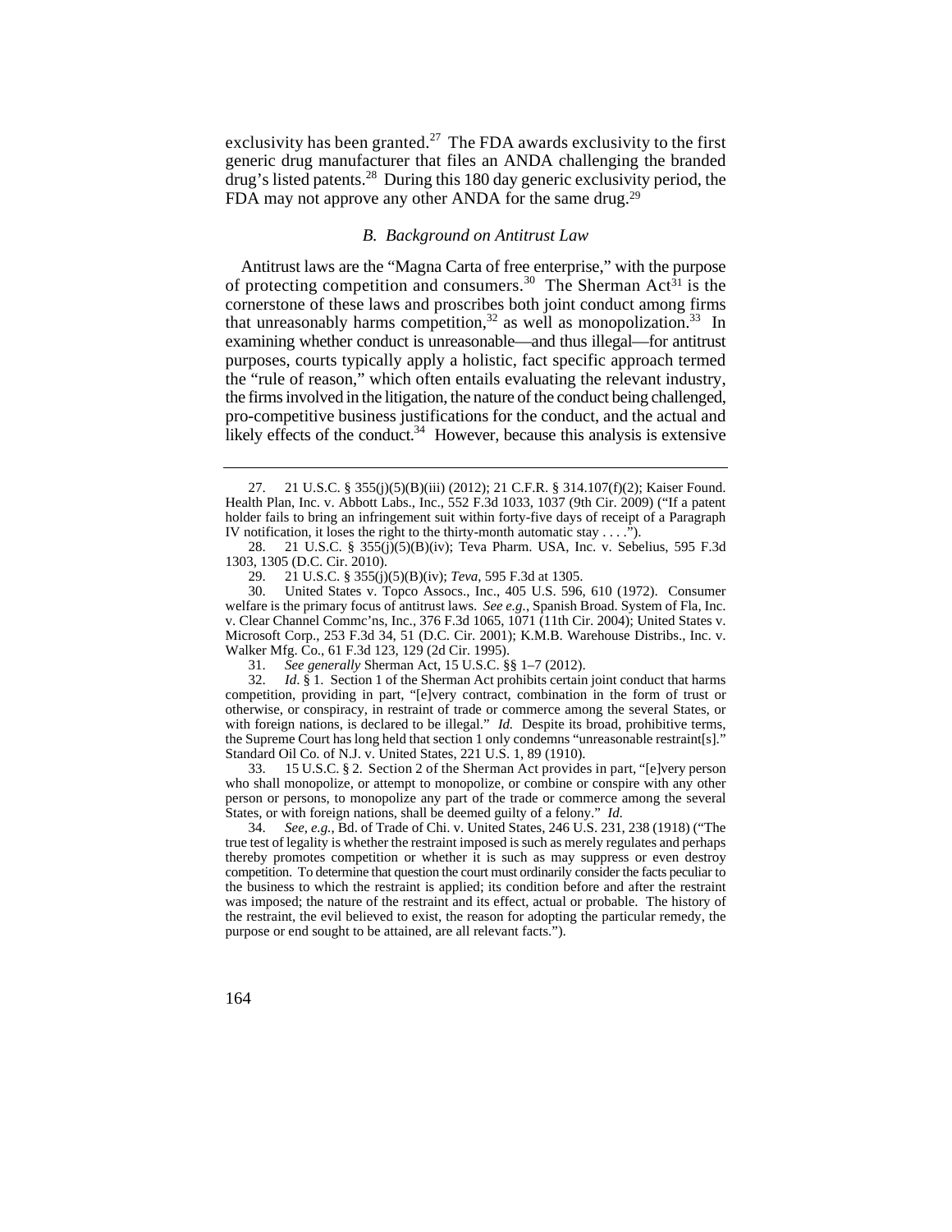exclusivity has been granted.[27] The FDA awards exclusivity to the first generic drug manufacturer that files an ANDA challenging the branded drug's listed patents.[28] During this 180 day generic exclusivity period, the FDA may not approve any other ANDA for the same drug.[29]

### *B. Background on Antitrust Law*

Antitrust laws are the "Magna Carta of free enterprise," with the purpose of protecting competition and consumers.[30] The Sherman Act[31] is the cornerstone of these laws and proscribes both joint conduct among firms that unreasonably harms competition,[32] as well as monopolization.[33] In examining whether conduct is unreasonable—and thus illegal—for antitrust purposes, courts typically apply a holistic, fact specific approach termed the "rule of reason," which often entails evaluating the relevant industry, the firms involved in the litigation, the nature of the conduct being challenged, pro-competitive business justifications for the conduct, and the actual and likely effects of the conduct.[34] However, because this analysis is extensive

---

27. 21 U.S.C. § 355(j)(5)(B)(iii) (2012); 21 C.F.R. § 314.107(f)(2); Kaiser Found. Health Plan, Inc. v. Abbott Labs., Inc., 552 F.3d 1033, 1037 (9th Cir. 2009) ("If a patent holder fails to bring an infringement suit within forty-five days of receipt of a Paragraph IV notification, it loses the right to the thirty-month automatic stay . . . .").

28. 21 U.S.C. § 355(j)(5)(B)(iv); Teva Pharm. USA, Inc. v. Sebelius, 595 F.3d 1303, 1305 (D.C. Cir. 2010).

29. 21 U.S.C. § 355(j)(5)(B)(iv); *Teva*, 595 F.3d at 1305.

30. United States v. Topco Assocs., Inc., 405 U.S. 596, 610 (1972). Consumer welfare is the primary focus of antitrust laws. *See e.g.*, Spanish Broad. System of Fla, Inc. v. Clear Channel Commc'ns, Inc., 376 F.3d 1065, 1071 (11th Cir. 2004); United States v. Microsoft Corp., 253 F.3d 34, 51 (D.C. Cir. 2001); K.M.B. Warehouse Distribs., Inc. v. Walker Mfg. Co., 61 F.3d 123, 129 (2d Cir. 1995).

31. *See generally* Sherman Act, 15 U.S.C. §§ 1–7 (2012).

32. *Id.* § 1. Section 1 of the Sherman Act prohibits certain joint conduct that harms competition, providing in part, "[e]very contract, combination in the form of trust or otherwise, or conspiracy, in restraint of trade or commerce among the several States, or with foreign nations, is declared to be illegal." *Id.* Despite its broad, prohibitive terms, the Supreme Court has long held that section 1 only condemns "unreasonable restraint[s]." Standard Oil Co. of N.J. v. United States, 221 U.S. 1, 89 (1910).

33. 15 U.S.C. § 2. Section 2 of the Sherman Act provides in part, "[e]very person who shall monopolize, or attempt to monopolize, or combine or conspire with any other person or persons, to monopolize any part of the trade or commerce among the several States, or with foreign nations, shall be deemed guilty of a felony." *Id.*

34. *See, e.g.*, Bd. of Trade of Chi. v. United States, 246 U.S. 231, 238 (1918) ("The true test of legality is whether the restraint imposed is such as merely regulates and perhaps thereby promotes competition or whether it is such as may suppress or even destroy competition. To determine that question the court must ordinarily consider the facts peculiar to the business to which the restraint is applied; its condition before and after the restraint was imposed; the nature of the restraint and its effect, actual or probable. The history of the restraint, the evil believed to exist, the reason for adopting the particular remedy, the purpose or end sought to be attained, are all relevant facts.").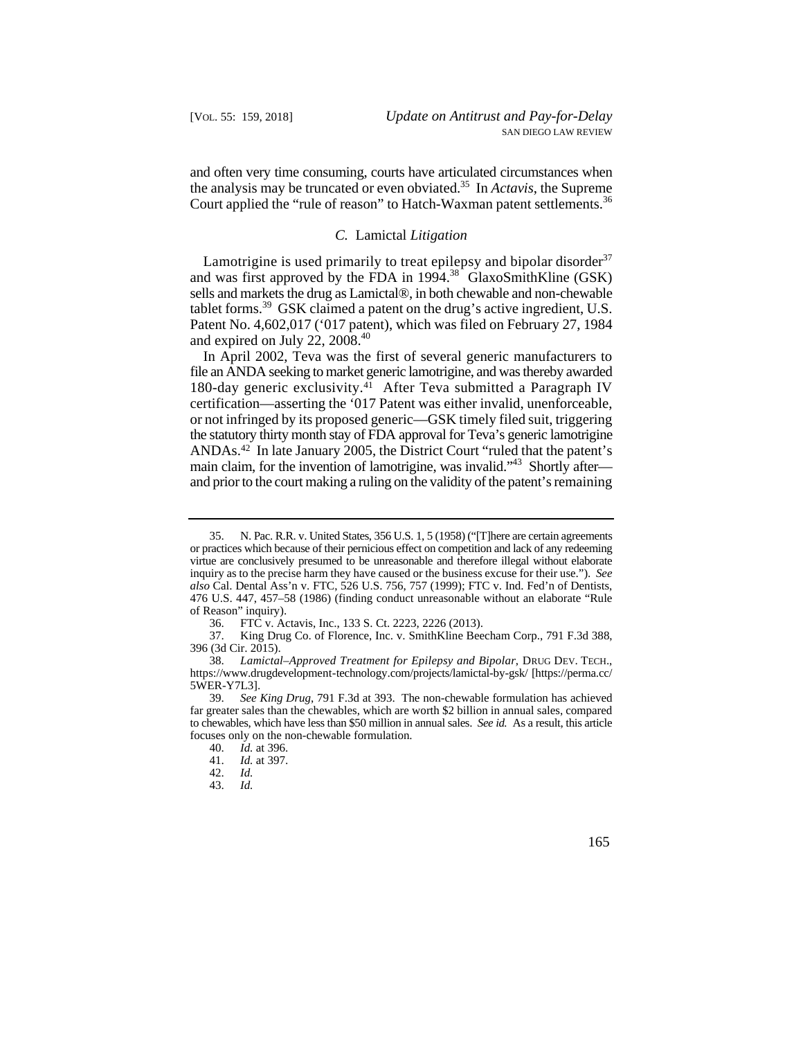and often very time consuming, courts have articulated circumstances when the analysis may be truncated or even obviated.[35] In *Actavis*, the Supreme Court applied the "rule of reason" to Hatch-Waxman patent settlements.[36]

### *C.* Lamictal *Litigation*

Lamotrigine is used primarily to treat epilepsy and bipolar disorder[37] and was first approved by the FDA in 1994.[38] GlaxoSmithKline (GSK) sells and markets the drug as Lamictal®, in both chewable and non-chewable tablet forms.[39] GSK claimed a patent on the drug's active ingredient, U.S. Patent No. 4,602,017 ('017 patent), which was filed on February 27, 1984 and expired on July 22, 2008.[40]

In April 2002, Teva was the first of several generic manufacturers to file an ANDA seeking to market generic lamotrigine, and was thereby awarded 180-day generic exclusivity.[41] After Teva submitted a Paragraph IV certification—asserting the '017 Patent was either invalid, unenforceable, or not infringed by its proposed generic—GSK timely filed suit, triggering the statutory thirty month stay of FDA approval for Teva's generic lamotrigine ANDAs.[42] In late January 2005, the District Court "ruled that the patent's main claim, for the invention of lamotrigine, was invalid."[43] Shortly after—and prior to the court making a ruling on the validity of the patent's remaining

---

35. N. Pac. R.R. v. United States, 356 U.S. 1, 5 (1958) ("[T]here are certain agreements or practices which because of their pernicious effect on competition and lack of any redeeming virtue are conclusively presumed to be unreasonable and therefore illegal without elaborate inquiry as to the precise harm they have caused or the business excuse for their use."). *See also* Cal. Dental Ass'n v. FTC, 526 U.S. 756, 757 (1999); FTC v. Ind. Fed'n of Dentists, 476 U.S. 447, 457–58 (1986) (finding conduct unreasonable without an elaborate "Rule of Reason" inquiry).

36. FTC v. Actavis, Inc., 133 S. Ct. 2223, 2226 (2013).

37. King Drug Co. of Florence, Inc. v. SmithKline Beecham Corp., 791 F.3d 388, 396 (3d Cir. 2015).

38. *Lamictal–Approved Treatment for Epilepsy and Bipolar*, DRUG DEV. TECH., https://www.drugdevelopment-technology.com/projects/lamictal-by-gsk/ [https://perma.cc/5WER-Y7L3].

39. *See King Drug*, 791 F.3d at 393. The non-chewable formulation has achieved far greater sales than the chewables, which are worth $2 billion in annual sales, compared to chewables, which have less than $50 million in annual sales. *See id.* As a result, this article focuses only on the non-chewable formulation.

40. *Id.* at 396.

41. *Id.* at 397.

42. *Id.*

43. *Id.*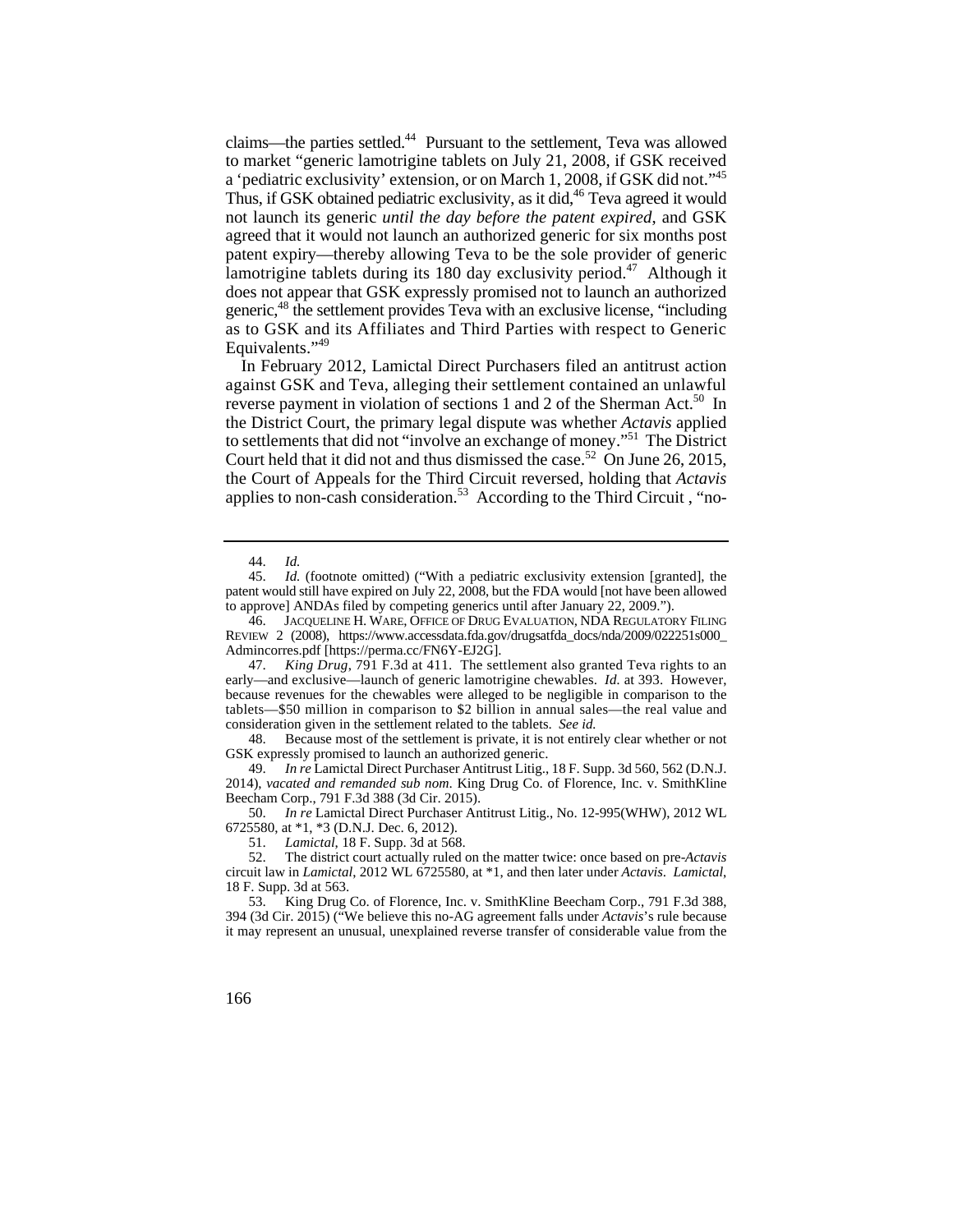claims—the parties settled.[44] Pursuant to the settlement, Teva was allowed to market "generic lamotrigine tablets on July 21, 2008, if GSK received a 'pediatric exclusivity' extension, or on March 1, 2008, if GSK did not."[45] Thus, if GSK obtained pediatric exclusivity, as it did,[46] Teva agreed it would not launch its generic *until the day before the patent expired*, and GSK agreed that it would not launch an authorized generic for six months post patent expiry—thereby allowing Teva to be the sole provider of generic lamotrigine tablets during its 180 day exclusivity period.[47] Although it does not appear that GSK expressly promised not to launch an authorized generic,[48] the settlement provides Teva with an exclusive license, "including as to GSK and its Affiliates and Third Parties with respect to Generic Equivalents."[49]

In February 2012, Lamictal Direct Purchasers filed an antitrust action against GSK and Teva, alleging their settlement contained an unlawful reverse payment in violation of sections 1 and 2 of the Sherman Act.[50] In the District Court, the primary legal dispute was whether *Actavis* applied to settlements that did not "involve an exchange of money."[51] The District Court held that it did not and thus dismissed the case.[52] On June 26, 2015, the Court of Appeals for the Third Circuit reversed, holding that *Actavis* applies to non-cash consideration.[53] According to the Third Circuit , "no-

---

44. *Id.*

45. *Id.* (footnote omitted) ("With a pediatric exclusivity extension [granted], the patent would still have expired on July 22, 2008, but the FDA would [not have been allowed to approve] ANDAs filed by competing generics until after January 22, 2009.").

46. JACQUELINE H. WARE, OFFICE OF DRUG EVALUATION, NDA REGULATORY FILING REVIEW 2 (2008), https://www.accessdata.fda.gov/drugsatfda_docs/nda/2009/022251s000_Admincorres.pdf [https://perma.cc/FN6Y-EJ2G].

47. *King Drug*, 791 F.3d at 411. The settlement also granted Teva rights to an early—and exclusive—launch of generic lamotrigine chewables. *Id.* at 393. However, because revenues for the chewables were alleged to be negligible in comparison to the tablets—$50 million in comparison to $2 billion in annual sales—the real value and consideration given in the settlement related to the tablets. *See id.*

48. Because most of the settlement is private, it is not entirely clear whether or not GSK expressly promised to launch an authorized generic.

49. *In re* Lamictal Direct Purchaser Antitrust Litig., 18 F. Supp. 3d 560, 562 (D.N.J. 2014), *vacated and remanded sub nom.* King Drug Co. of Florence, Inc. v. SmithKline Beecham Corp., 791 F.3d 388 (3d Cir. 2015).

50. *In re* Lamictal Direct Purchaser Antitrust Litig., No. 12-995(WHW), 2012 WL 6725580, at *1, *3 (D.N.J. Dec. 6, 2012).

51. *Lamictal*, 18 F. Supp. 3d at 568.

52. The district court actually ruled on the matter twice: once based on pre-*Actavis* circuit law in *Lamictal*, 2012 WL 6725580, at *1, and then later under *Actavis*. *Lamictal*, 18 F. Supp. 3d at 563.

53. King Drug Co. of Florence, Inc. v. SmithKline Beecham Corp., 791 F.3d 388, 394 (3d Cir. 2015) ("We believe this no-AG agreement falls under *Actavis*'s rule because it may represent an unusual, unexplained reverse transfer of considerable value from the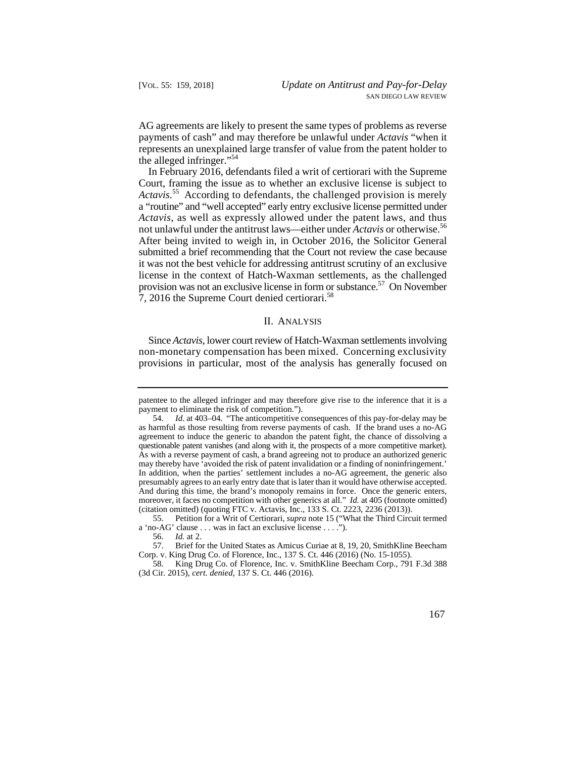AG agreements are likely to present the same types of problems as reverse payments of cash" and may therefore be unlawful under *Actavis* "when it represents an unexplained large transfer of value from the patent holder to the alleged infringer."[54]

In February 2016, defendants filed a writ of certiorari with the Supreme Court, framing the issue as to whether an exclusive license is subject to *Actavis*.[55] According to defendants, the challenged provision is merely a "routine" and "well accepted" early entry exclusive license permitted under *Actavis*, as well as expressly allowed under the patent laws, and thus not unlawful under the antitrust laws—either under *Actavis* or otherwise.[56] After being invited to weigh in, in October 2016, the Solicitor General submitted a brief recommending that the Court not review the case because it was not the best vehicle for addressing antitrust scrutiny of an exclusive license in the context of Hatch-Waxman settlements, as the challenged provision was not an exclusive license in form or substance.[57] On November 7, 2016 the Supreme Court denied certiorari.[58]

## II. Analysis

Since *Actavis*, lower court review of Hatch-Waxman settlements involving non-monetary compensation has been mixed. Concerning exclusivity provisions in particular, most of the analysis has generally focused on

---

patentee to the alleged infringer and may therefore give rise to the inference that it is a payment to eliminate the risk of competition.").

54. *Id*. at 403–04. "The anticompetitive consequences of this pay-for-delay may be as harmful as those resulting from reverse payments of cash. If the brand uses a no-AG agreement to induce the generic to abandon the patent fight, the chance of dissolving a questionable patent vanishes (and along with it, the prospects of a more competitive market). As with a reverse payment of cash, a brand agreeing not to produce an authorized generic may thereby have 'avoided the risk of patent invalidation or a finding of noninfringement.' In addition, when the parties' settlement includes a no-AG agreement, the generic also presumably agrees to an early entry date that is later than it would have otherwise accepted. And during this time, the brand's monopoly remains in force. Once the generic enters, moreover, it faces no competition with other generics at all." *Id.* at 405 (footnote omitted) (citation omitted) (quoting FTC v. Actavis, Inc., 133 S. Ct. 2223, 2236 (2013)).

55. Petition for a Writ of Certiorari, *supra* note 15 ("What the Third Circuit termed a 'no-AG' clause . . . was in fact an exclusive license . . . .").

56. *Id.* at 2.

57. Brief for the United States as Amicus Curiae at 8, 19, 20, SmithKline Beecham Corp. v. King Drug Co. of Florence, Inc., 137 S. Ct. 446 (2016) (No. 15-1055).

58. King Drug Co. of Florence, Inc. v. SmithKline Beecham Corp., 791 F.3d 388 (3d Cir. 2015), *cert. denied*, 137 S. Ct. 446 (2016).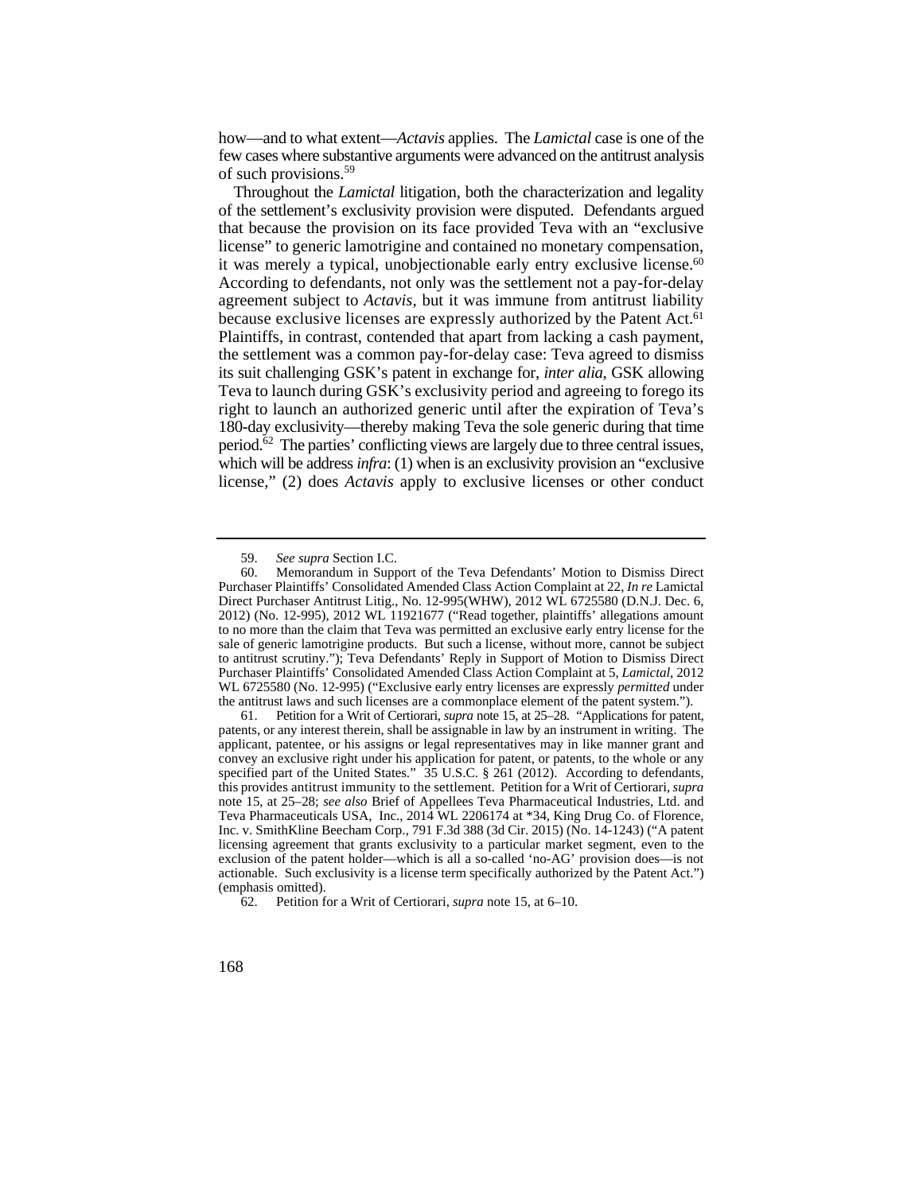how—and to what extent—*Actavis* applies. The *Lamictal* case is one of the few cases where substantive arguments were advanced on the antitrust analysis of such provisions.[59]

Throughout the *Lamictal* litigation, both the characterization and legality of the settlement's exclusivity provision were disputed. Defendants argued that because the provision on its face provided Teva with an "exclusive license" to generic lamotrigine and contained no monetary compensation, it was merely a typical, unobjectionable early entry exclusive license.[60] According to defendants, not only was the settlement not a pay-for-delay agreement subject to *Actavis*, but it was immune from antitrust liability because exclusive licenses are expressly authorized by the Patent Act.[61] Plaintiffs, in contrast, contended that apart from lacking a cash payment, the settlement was a common pay-for-delay case: Teva agreed to dismiss its suit challenging GSK's patent in exchange for, *inter alia*, GSK allowing Teva to launch during GSK's exclusivity period and agreeing to forego its right to launch an authorized generic until after the expiration of Teva's 180-day exclusivity—thereby making Teva the sole generic during that time period.[62] The parties' conflicting views are largely due to three central issues, which will be address *infra*: (1) when is an exclusivity provision an "exclusive license," (2) does *Actavis* apply to exclusive licenses or other conduct

---

59. *See supra* Section I.C.

60. Memorandum in Support of the Teva Defendants' Motion to Dismiss Direct Purchaser Plaintiffs' Consolidated Amended Class Action Complaint at 22, *In re* Lamictal Direct Purchaser Antitrust Litig., No. 12-995(WHW), 2012 WL 6725580 (D.N.J. Dec. 6, 2012) (No. 12-995), 2012 WL 11921677 ("Read together, plaintiffs' allegations amount to no more than the claim that Teva was permitted an exclusive early entry license for the sale of generic lamotrigine products. But such a license, without more, cannot be subject to antitrust scrutiny."); Teva Defendants' Reply in Support of Motion to Dismiss Direct Purchaser Plaintiffs' Consolidated Amended Class Action Complaint at 5, *Lamictal*, 2012 WL 6725580 (No. 12-995) ("Exclusive early entry licenses are expressly *permitted* under the antitrust laws and such licenses are a commonplace element of the patent system.").

61. Petition for a Writ of Certiorari, *supra* note 15, at 25–28. "Applications for patent, patents, or any interest therein, shall be assignable in law by an instrument in writing. The applicant, patentee, or his assigns or legal representatives may in like manner grant and convey an exclusive right under his application for patent, or patents, to the whole or any specified part of the United States." 35 U.S.C. § 261 (2012). According to defendants, this provides antitrust immunity to the settlement. Petition for a Writ of Certiorari, *supra* note 15, at 25–28; *see also* Brief of Appellees Teva Pharmaceutical Industries, Ltd. and Teva Pharmaceuticals USA, Inc., 2014 WL 2206174 at *34, King Drug Co. of Florence, Inc. v. SmithKline Beecham Corp., 791 F.3d 388 (3d Cir. 2015) (No. 14-1243) ("A patent licensing agreement that grants exclusivity to a particular market segment, even to the exclusion of the patent holder—which is all a so-called 'no-AG' provision does—is not actionable. Such exclusivity is a license term specifically authorized by the Patent Act.") (emphasis omitted).

62. Petition for a Writ of Certiorari, *supra* note 15, at 6–10.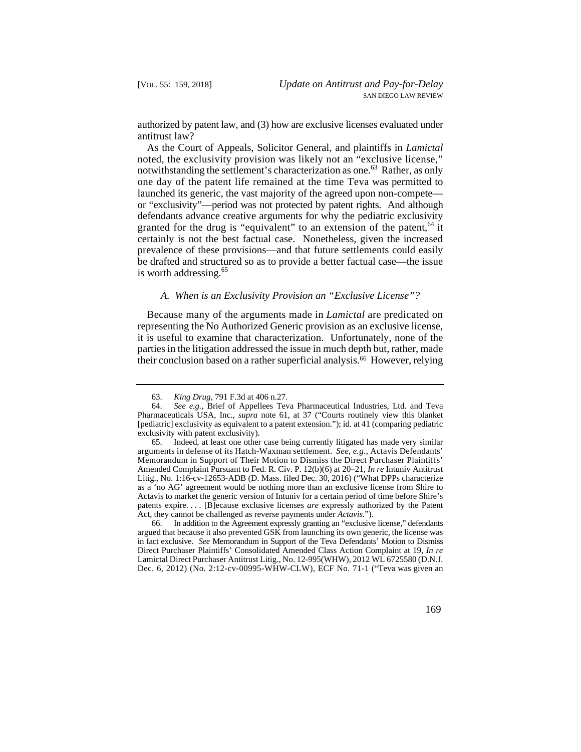authorized by patent law, and (3) how are exclusive licenses evaluated under antitrust law?

As the Court of Appeals, Solicitor General, and plaintiffs in *Lamictal* noted, the exclusivity provision was likely not an "exclusive license," notwithstanding the settlement's characterization as one.[63] Rather, as only one day of the patent life remained at the time Teva was permitted to launched its generic, the vast majority of the agreed upon non-compete—or "exclusivity"—period was not protected by patent rights. And although defendants advance creative arguments for why the pediatric exclusivity granted for the drug is "equivalent" to an extension of the patent,[64] it certainly is not the best factual case. Nonetheless, given the increased prevalence of these provisions—and that future settlements could easily be drafted and structured so as to provide a better factual case—the issue is worth addressing.[65]

### *A. When is an Exclusivity Provision an "Exclusive License"?*

Because many of the arguments made in *Lamictal* are predicated on representing the No Authorized Generic provision as an exclusive license, it is useful to examine that characterization. Unfortunately, none of the parties in the litigation addressed the issue in much depth but, rather, made their conclusion based on a rather superficial analysis.[66] However, relying

---

63. *King Drug*, 791 F.3d at 406 n.27.

64. *See e.g.*, Brief of Appellees Teva Pharmaceutical Industries, Ltd. and Teva Pharmaceuticals USA, Inc., *supra* note 61, at 37 ("Courts routinely view this blanket [pediatric] exclusivity as equivalent to a patent extension."); id. at 41 (comparing pediatric exclusivity with patent exclusivity).

65. Indeed, at least one other case being currently litigated has made very similar arguments in defense of its Hatch-Waxman settlement. *See, e.g.*, Actavis Defendants' Memorandum in Support of Their Motion to Dismiss the Direct Purchaser Plaintiffs' Amended Complaint Pursuant to Fed. R. Civ. P. 12(b)(6) at 20–21, *In re* Intuniv Antitrust Litig., No. 1:16-cv-12653-ADB (D. Mass. filed Dec. 30, 2016) ("What DPPs characterize as a 'no AG' agreement would be nothing more than an exclusive license from Shire to Actavis to market the generic version of Intuniv for a certain period of time before Shire's patents expire. . . . [B]ecause exclusive licenses *are* expressly authorized by the Patent Act, they cannot be challenged as reverse payments under *Actavis*.").

66. In addition to the Agreement expressly granting an "exclusive license," defendants argued that because it also prevented GSK from launching its own generic, the license was in fact exclusive. *See* Memorandum in Support of the Teva Defendants' Motion to Dismiss Direct Purchaser Plaintiffs' Consolidated Amended Class Action Complaint at 19, *In re* Lamictal Direct Purchaser Antitrust Litig., No. 12-995(WHW), 2012 WL 6725580 (D.N.J. Dec. 6, 2012) (No. 2:12-cv-00995-WHW-CLW), ECF No. 71-1 ("Teva was given an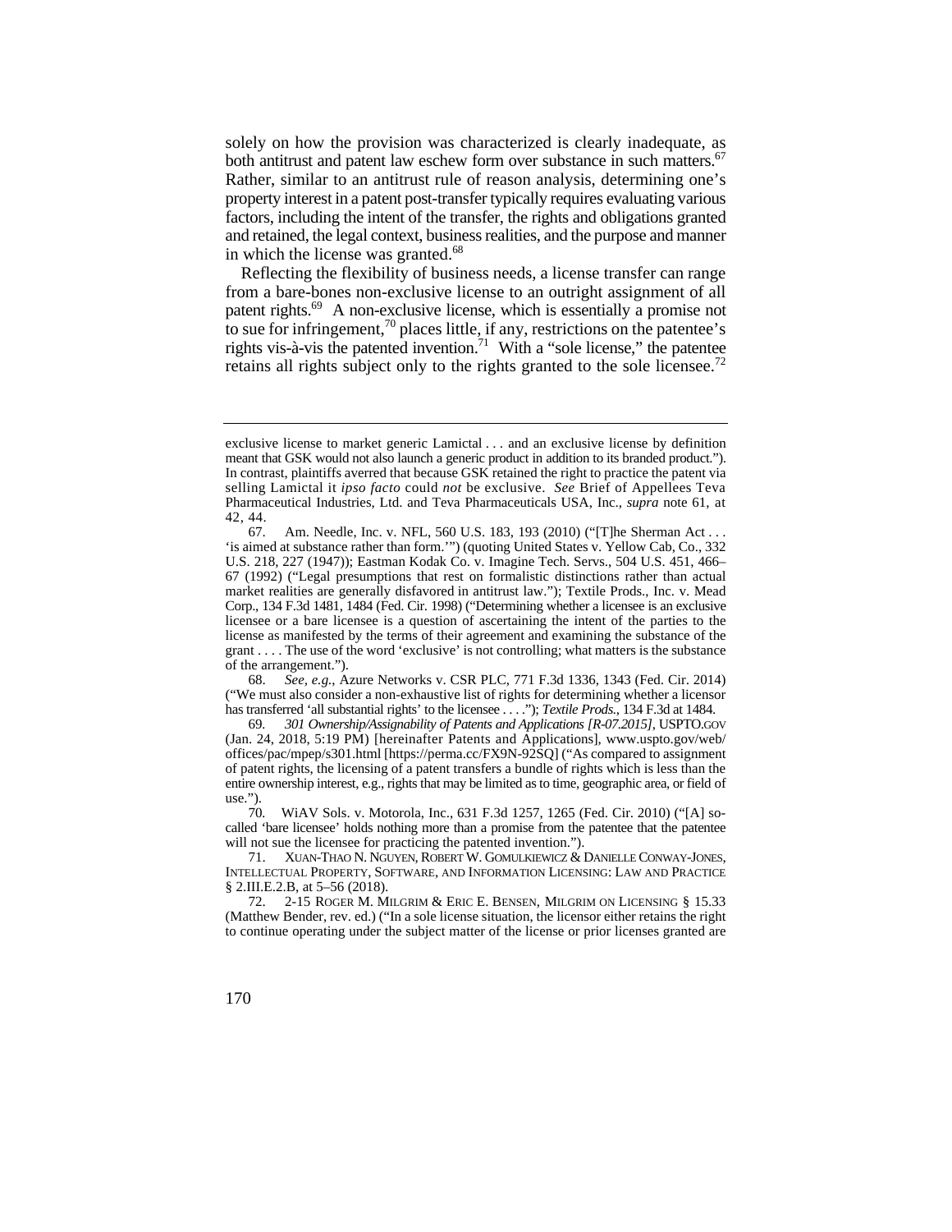solely on how the provision was characterized is clearly inadequate, as both antitrust and patent law eschew form over substance in such matters.[67] Rather, similar to an antitrust rule of reason analysis, determining one's property interest in a patent post-transfer typically requires evaluating various factors, including the intent of the transfer, the rights and obligations granted and retained, the legal context, business realities, and the purpose and manner in which the license was granted.[68]

Reflecting the flexibility of business needs, a license transfer can range from a bare-bones non-exclusive license to an outright assignment of all patent rights.[69] A non-exclusive license, which is essentially a promise not to sue for infringement,[70] places little, if any, restrictions on the patentee's rights vis-à-vis the patented invention.[71] With a "sole license," the patentee retains all rights subject only to the rights granted to the sole licensee.[72]

---

exclusive license to market generic Lamictal . . . and an exclusive license by definition meant that GSK would not also launch a generic product in addition to its branded product."). In contrast, plaintiffs averred that because GSK retained the right to practice the patent via selling Lamictal it *ipso facto* could *not* be exclusive. *See* Brief of Appellees Teva Pharmaceutical Industries, Ltd. and Teva Pharmaceuticals USA, Inc., *supra* note 61, at 42, 44.

67. Am. Needle, Inc. v. NFL, 560 U.S. 183, 193 (2010) ("[T]he Sherman Act . . . 'is aimed at substance rather than form.'") (quoting United States v. Yellow Cab, Co., 332 U.S. 218, 227 (1947)); Eastman Kodak Co. v. Imagine Tech. Servs., 504 U.S. 451, 466–67 (1992) ("Legal presumptions that rest on formalistic distinctions rather than actual market realities are generally disfavored in antitrust law."); Textile Prods., Inc. v. Mead Corp., 134 F.3d 1481, 1484 (Fed. Cir. 1998) ("Determining whether a licensee is an exclusive licensee or a bare licensee is a question of ascertaining the intent of the parties to the license as manifested by the terms of their agreement and examining the substance of the grant . . . . The use of the word 'exclusive' is not controlling; what matters is the substance of the arrangement.").

68. *See, e.g.*, Azure Networks v. CSR PLC, 771 F.3d 1336, 1343 (Fed. Cir. 2014) ("We must also consider a non-exhaustive list of rights for determining whether a licensor has transferred 'all substantial rights' to the licensee . . . ."); *Textile Prods.*, 134 F.3d at 1484.

69. *301 Ownership/Assignability of Patents and Applications [R-07.2015]*, USPTO.GOV (Jan. 24, 2018, 5:19 PM) [hereinafter Patents and Applications], www.uspto.gov/web/offices/pac/mpep/s301.html [https://perma.cc/FX9N-92SQ] ("As compared to assignment of patent rights, the licensing of a patent transfers a bundle of rights which is less than the entire ownership interest, e.g., rights that may be limited as to time, geographic area, or field of use.").

70. WiAV Sols. v. Motorola, Inc., 631 F.3d 1257, 1265 (Fed. Cir. 2010) ("[A] so-called 'bare licensee' holds nothing more than a promise from the patentee that the patentee will not sue the licensee for practicing the patented invention.").

71. XUAN-THAO N. NGUYEN, ROBERT W. GOMULKIEWICZ & DANIELLE CONWAY-JONES, INTELLECTUAL PROPERTY, SOFTWARE, AND INFORMATION LICENSING: LAW AND PRACTICE § 2.III.E.2.B, at 5–56 (2018).

72. 2-15 ROGER M. MILGRIM & ERIC E. BENSEN, MILGRIM ON LICENSING § 15.33 (Matthew Bender, rev. ed.) ("In a sole license situation, the licensor either retains the right to continue operating under the subject matter of the license or prior licenses granted are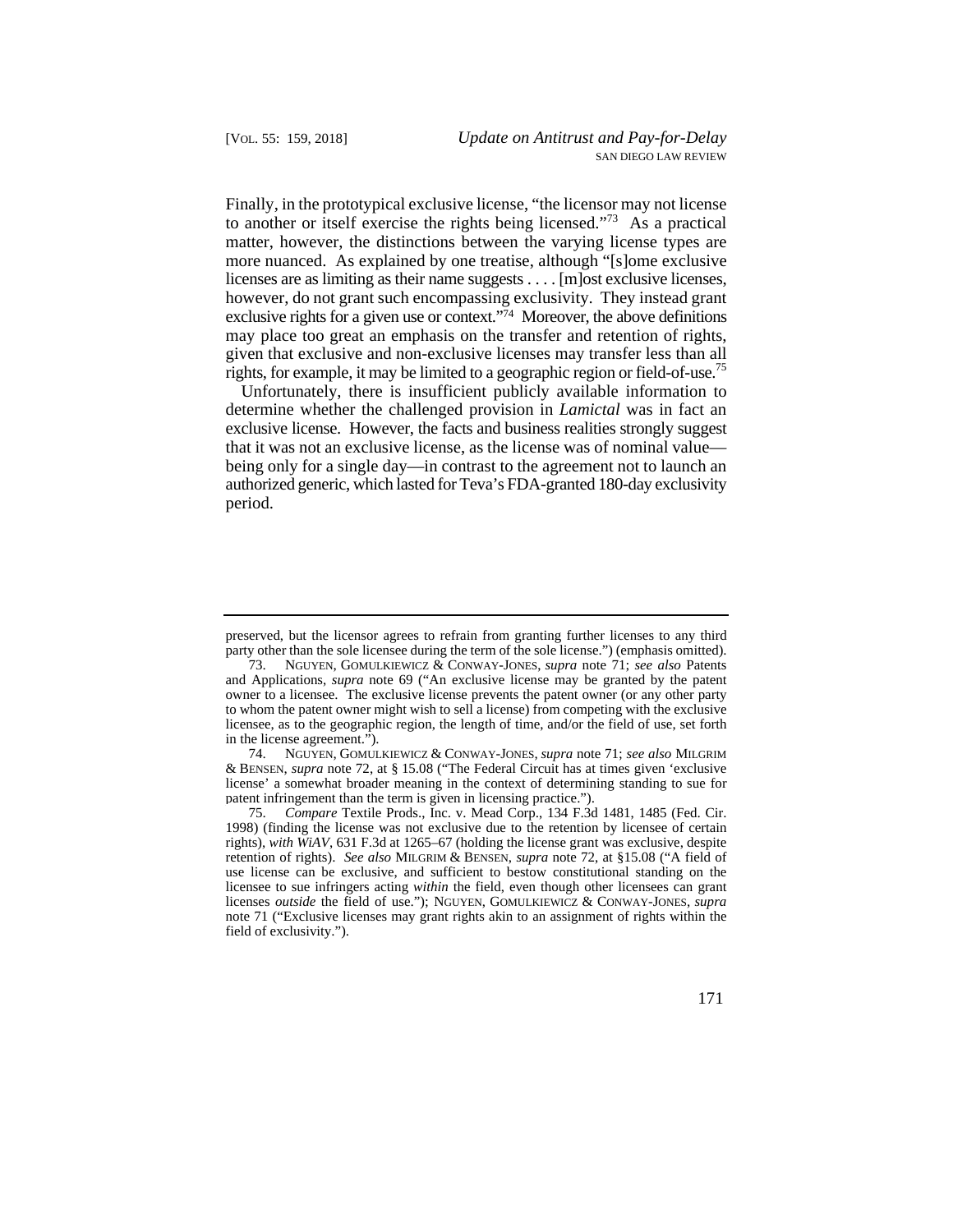Finally, in the prototypical exclusive license, "the licensor may not license to another or itself exercise the rights being licensed."[73] As a practical matter, however, the distinctions between the varying license types are more nuanced. As explained by one treatise, although "[s]ome exclusive licenses are as limiting as their name suggests . . . . [m]ost exclusive licenses, however, do not grant such encompassing exclusivity. They instead grant exclusive rights for a given use or context."[74] Moreover, the above definitions may place too great an emphasis on the transfer and retention of rights, given that exclusive and non-exclusive licenses may transfer less than all rights, for example, it may be limited to a geographic region or field-of-use.[75]

Unfortunately, there is insufficient publicly available information to determine whether the challenged provision in *Lamictal* was in fact an exclusive license. However, the facts and business realities strongly suggest that it was not an exclusive license, as the license was of nominal value—being only for a single day—in contrast to the agreement not to launch an authorized generic, which lasted for Teva's FDA-granted 180-day exclusivity period.

---

preserved, but the licensor agrees to refrain from granting further licenses to any third party other than the sole licensee during the term of the sole license.") (emphasis omitted).

73. NGUYEN, GOMULKIEWICZ & CONWAY-JONES, *supra* note 71; *see also* Patents and Applications, *supra* note 69 ("An exclusive license may be granted by the patent owner to a licensee. The exclusive license prevents the patent owner (or any other party to whom the patent owner might wish to sell a license) from competing with the exclusive licensee, as to the geographic region, the length of time, and/or the field of use, set forth in the license agreement.").

74. NGUYEN, GOMULKIEWICZ & CONWAY-JONES, *supra* note 71; *see also* MILGRIM & BENSEN, *supra* note 72, at § 15.08 ("The Federal Circuit has at times given 'exclusive license' a somewhat broader meaning in the context of determining standing to sue for patent infringement than the term is given in licensing practice.").

75. *Compare* Textile Prods., Inc. v. Mead Corp., 134 F.3d 1481, 1485 (Fed. Cir. 1998) (finding the license was not exclusive due to the retention by licensee of certain rights), *with WiAV*, 631 F.3d at 1265–67 (holding the license grant was exclusive, despite retention of rights). *See also* MILGRIM & BENSEN, *supra* note 72, at §15.08 ("A field of use license can be exclusive, and sufficient to bestow constitutional standing on the licensee to sue infringers acting *within* the field, even though other licensees can grant licenses *outside* the field of use."); NGUYEN, GOMULKIEWICZ & CONWAY-JONES, *supra* note 71 ("Exclusive licenses may grant rights akin to an assignment of rights within the field of exclusivity.").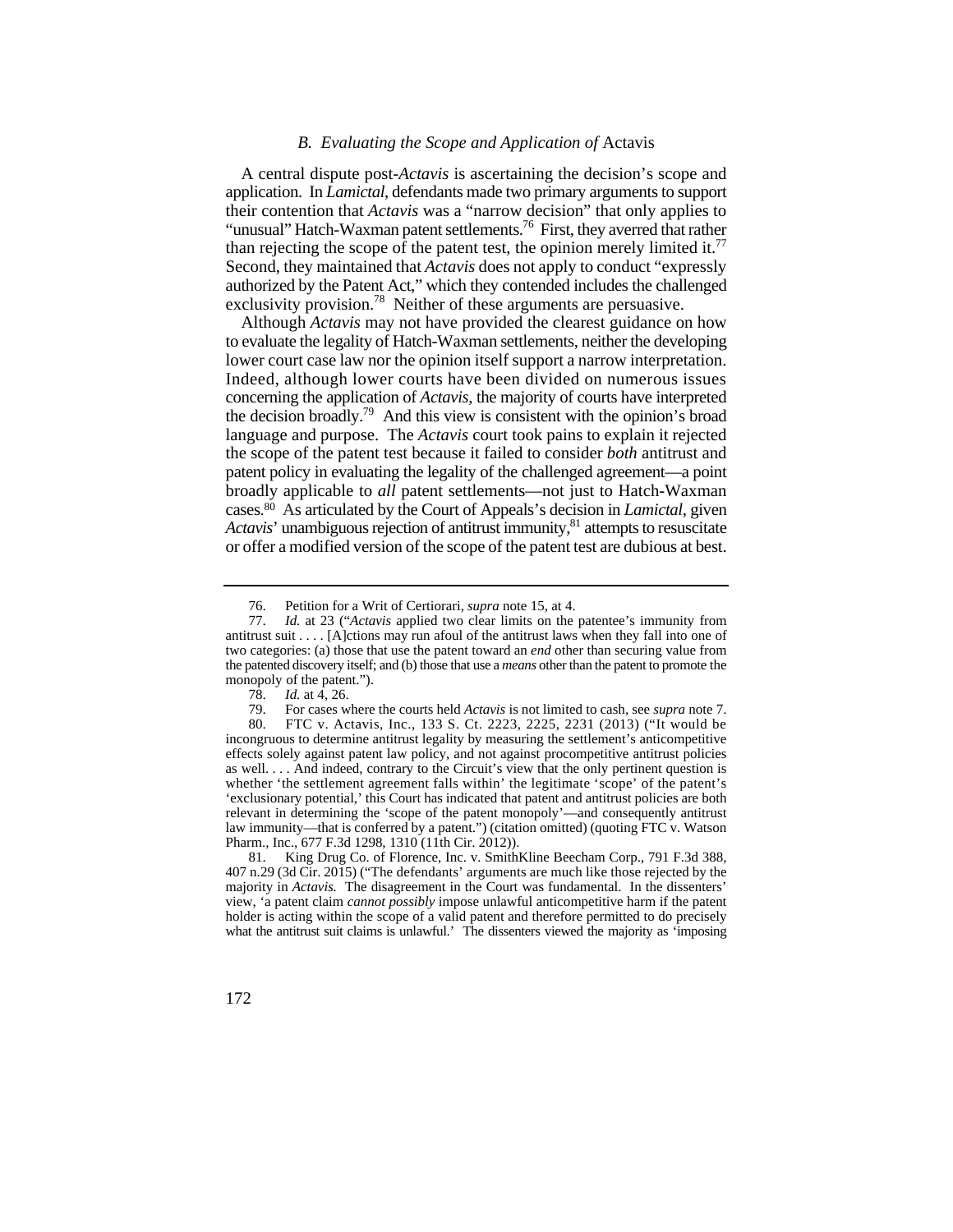### *B. Evaluating the Scope and Application of* Actavis

A central dispute post-*Actavis* is ascertaining the decision's scope and application. In *Lamictal*, defendants made two primary arguments to support their contention that *Actavis* was a "narrow decision" that only applies to "unusual" Hatch-Waxman patent settlements.[76] First, they averred that rather than rejecting the scope of the patent test, the opinion merely limited it.[77] Second, they maintained that *Actavis* does not apply to conduct "expressly authorized by the Patent Act," which they contended includes the challenged exclusivity provision.[78] Neither of these arguments are persuasive.

Although *Actavis* may not have provided the clearest guidance on how to evaluate the legality of Hatch-Waxman settlements, neither the developing lower court case law nor the opinion itself support a narrow interpretation. Indeed, although lower courts have been divided on numerous issues concerning the application of *Actavis*, the majority of courts have interpreted the decision broadly.[79] And this view is consistent with the opinion's broad language and purpose. The *Actavis* court took pains to explain it rejected the scope of the patent test because it failed to consider *both* antitrust and patent policy in evaluating the legality of the challenged agreement—a point broadly applicable to *all* patent settlements—not just to Hatch-Waxman cases.[80] As articulated by the Court of Appeals's decision in *Lamictal*, given *Actavis*' unambiguous rejection of antitrust immunity,[81] attempts to resuscitate or offer a modified version of the scope of the patent test are dubious at best.

---

76. Petition for a Writ of Certiorari, *supra* note 15, at 4.

77. *Id.* at 23 ("*Actavis* applied two clear limits on the patentee's immunity from antitrust suit . . . . [A]ctions may run afoul of the antitrust laws when they fall into one of two categories: (a) those that use the patent toward an *end* other than securing value from the patented discovery itself; and (b) those that use a *means* other than the patent to promote the monopoly of the patent.").

78. *Id.* at 4, 26.

79. For cases where the courts held *Actavis* is not limited to cash, see *supra* note 7.

80. FTC v. Actavis, Inc., 133 S. Ct. 2223, 2225, 2231 (2013) ("It would be incongruous to determine antitrust legality by measuring the settlement's anticompetitive effects solely against patent law policy, and not against procompetitive antitrust policies as well. . . . And indeed, contrary to the Circuit's view that the only pertinent question is whether 'the settlement agreement falls within' the legitimate 'scope' of the patent's 'exclusionary potential,' this Court has indicated that patent and antitrust policies are both relevant in determining the 'scope of the patent monopoly'—and consequently antitrust law immunity—that is conferred by a patent.") (citation omitted) (quoting FTC v. Watson Pharm., Inc., 677 F.3d 1298, 1310 (11th Cir. 2012)).

81. King Drug Co. of Florence, Inc. v. SmithKline Beecham Corp., 791 F.3d 388, 407 n.29 (3d Cir. 2015) ("The defendants' arguments are much like those rejected by the majority in *Actavis.* The disagreement in the Court was fundamental. In the dissenters' view, 'a patent claim *cannot possibly* impose unlawful anticompetitive harm if the patent holder is acting within the scope of a valid patent and therefore permitted to do precisely what the antitrust suit claims is unlawful.' The dissenters viewed the majority as 'imposing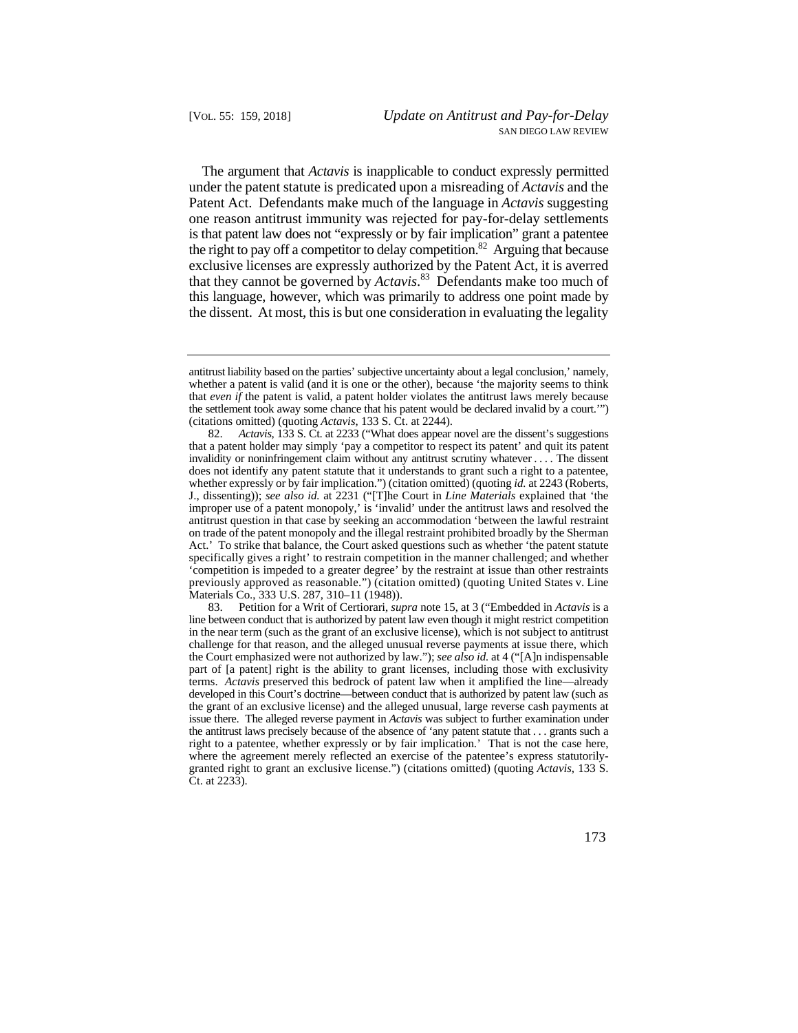The argument that *Actavis* is inapplicable to conduct expressly permitted under the patent statute is predicated upon a misreading of *Actavis* and the Patent Act. Defendants make much of the language in *Actavis* suggesting one reason antitrust immunity was rejected for pay-for-delay settlements is that patent law does not "expressly or by fair implication" grant a patentee the right to pay off a competitor to delay competition.[82] Arguing that because exclusive licenses are expressly authorized by the Patent Act, it is averred that they cannot be governed by *Actavis*.[83] Defendants make too much of this language, however, which was primarily to address one point made by the dissent. At most, this is but one consideration in evaluating the legality

---

antitrust liability based on the parties' subjective uncertainty about a legal conclusion,' namely, whether a patent is valid (and it is one or the other), because 'the majority seems to think that *even if* the patent is valid, a patent holder violates the antitrust laws merely because the settlement took away some chance that his patent would be declared invalid by a court.'") (citations omitted) (quoting *Actavis*, 133 S. Ct. at 2244).

82. *Actavis*, 133 S. Ct. at 2233 ("What does appear novel are the dissent's suggestions that a patent holder may simply 'pay a competitor to respect its patent' and quit its patent invalidity or noninfringement claim without any antitrust scrutiny whatever . . . . The dissent does not identify any patent statute that it understands to grant such a right to a patentee, whether expressly or by fair implication.") (citation omitted) (quoting *id.* at 2243 (Roberts, J., dissenting)); *see also id.* at 2231 ("[T]he Court in *Line Materials* explained that 'the improper use of a patent monopoly,' is 'invalid' under the antitrust laws and resolved the antitrust question in that case by seeking an accommodation 'between the lawful restraint on trade of the patent monopoly and the illegal restraint prohibited broadly by the Sherman Act.' To strike that balance, the Court asked questions such as whether 'the patent statute specifically gives a right' to restrain competition in the manner challenged; and whether 'competition is impeded to a greater degree' by the restraint at issue than other restraints previously approved as reasonable.") (citation omitted) (quoting United States v. Line Materials Co., 333 U.S. 287, 310–11 (1948)).

83. Petition for a Writ of Certiorari, *supra* note 15, at 3 ("Embedded in *Actavis* is a line between conduct that is authorized by patent law even though it might restrict competition in the near term (such as the grant of an exclusive license), which is not subject to antitrust challenge for that reason, and the alleged unusual reverse payments at issue there, which the Court emphasized were not authorized by law."); *see also id.* at 4 ("[A]n indispensable part of [a patent] right is the ability to grant licenses, including those with exclusivity terms. *Actavis* preserved this bedrock of patent law when it amplified the line—already developed in this Court's doctrine—between conduct that is authorized by patent law (such as the grant of an exclusive license) and the alleged unusual, large reverse cash payments at issue there. The alleged reverse payment in *Actavis* was subject to further examination under the antitrust laws precisely because of the absence of 'any patent statute that . . . grants such a right to a patentee, whether expressly or by fair implication.' That is not the case here, where the agreement merely reflected an exercise of the patentee's express statutorily-granted right to grant an exclusive license.") (citations omitted) (quoting *Actavis*, 133 S. Ct. at 2233).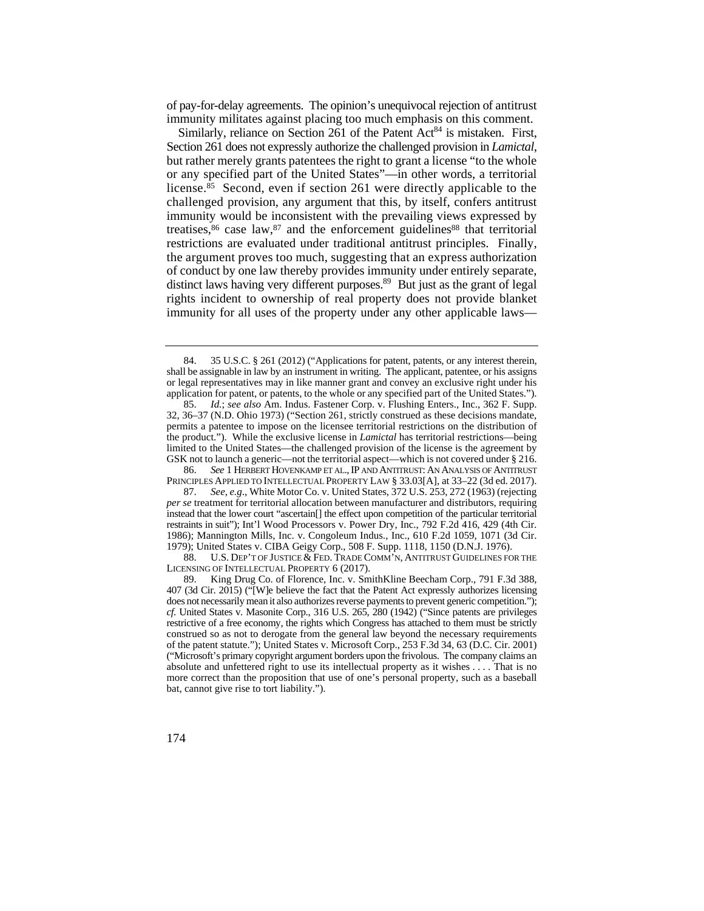of pay-for-delay agreements. The opinion's unequivocal rejection of antitrust immunity militates against placing too much emphasis on this comment.

Similarly, reliance on Section 261 of the Patent Act[84] is mistaken. First, Section 261 does not expressly authorize the challenged provision in *Lamictal*, but rather merely grants patentees the right to grant a license "to the whole or any specified part of the United States"—in other words, a territorial license.[85] Second, even if section 261 were directly applicable to the challenged provision, any argument that this, by itself, confers antitrust immunity would be inconsistent with the prevailing views expressed by treatises,[86] case law,[87] and the enforcement guidelines[88] that territorial restrictions are evaluated under traditional antitrust principles. Finally, the argument proves too much, suggesting that an express authorization of conduct by one law thereby provides immunity under entirely separate, distinct laws having very different purposes.[89] But just as the grant of legal rights incident to ownership of real property does not provide blanket immunity for all uses of the property under any other applicable laws—

---

84. 35 U.S.C. § 261 (2012) ("Applications for patent, patents, or any interest therein, shall be assignable in law by an instrument in writing. The applicant, patentee, or his assigns or legal representatives may in like manner grant and convey an exclusive right under his application for patent, or patents, to the whole or any specified part of the United States.").

85. *Id.*; *see also* Am. Indus. Fastener Corp. v. Flushing Enters., Inc., 362 F. Supp. 32, 36–37 (N.D. Ohio 1973) ("Section 261, strictly construed as these decisions mandate, permits a patentee to impose on the licensee territorial restrictions on the distribution of the product."). While the exclusive license in *Lamictal* has territorial restrictions—being limited to the United States—the challenged provision of the license is the agreement by GSK not to launch a generic—not the territorial aspect—which is not covered under § 216.

86. *See* 1 HERBERT HOVENKAMP ET AL., IP AND ANTITRUST: AN ANALYSIS OF ANTITRUST PRINCIPLES APPLIED TO INTELLECTUAL PROPERTY LAW § 33.03[A], at 33–22 (3d ed. 2017).

87. *See, e.g.*, White Motor Co. v. United States, 372 U.S. 253, 272 (1963) (rejecting *per se* treatment for territorial allocation between manufacturer and distributors, requiring instead that the lower court "ascertain[] the effect upon competition of the particular territorial restraints in suit"); Int'l Wood Processors v. Power Dry, Inc., 792 F.2d 416, 429 (4th Cir. 1986); Mannington Mills, Inc. v. Congoleum Indus., Inc., 610 F.2d 1059, 1071 (3d Cir. 1979); United States v. CIBA Geigy Corp., 508 F. Supp. 1118, 1150 (D.N.J. 1976).

88. U.S. DEP'T OF JUSTICE & FED. TRADE COMM'N, ANTITRUST GUIDELINES FOR THE LICENSING OF INTELLECTUAL PROPERTY 6 (2017).

89. King Drug Co. of Florence, Inc. v. SmithKline Beecham Corp., 791 F.3d 388, 407 (3d Cir. 2015) ("[W]e believe the fact that the Patent Act expressly authorizes licensing does not necessarily mean it also authorizes reverse payments to prevent generic competition."); *cf.* United States v. Masonite Corp., 316 U.S. 265, 280 (1942) ("Since patents are privileges restrictive of a free economy, the rights which Congress has attached to them must be strictly construed so as not to derogate from the general law beyond the necessary requirements of the patent statute."); United States v. Microsoft Corp., 253 F.3d 34, 63 (D.C. Cir. 2001) ("Microsoft's primary copyright argument borders upon the frivolous. The company claims an absolute and unfettered right to use its intellectual property as it wishes . . . . That is no more correct than the proposition that use of one's personal property, such as a baseball bat, cannot give rise to tort liability.").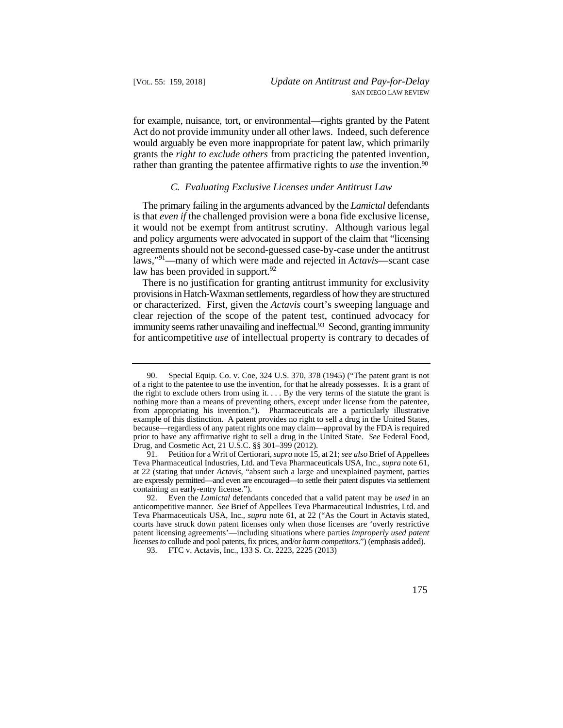for example, nuisance, tort, or environmental—rights granted by the Patent Act do not provide immunity under all other laws. Indeed, such deference would arguably be even more inappropriate for patent law, which primarily grants the *right to exclude others* from practicing the patented invention, rather than granting the patentee affirmative rights to *use* the invention.[90]

### C. Evaluating Exclusive Licenses under Antitrust Law

The primary failing in the arguments advanced by the *Lamictal* defendants is that *even if* the challenged provision were a bona fide exclusive license, it would not be exempt from antitrust scrutiny. Although various legal and policy arguments were advocated in support of the claim that "licensing agreements should not be second-guessed case-by-case under the antitrust laws,"[91]—many of which were made and rejected in *Actavis*—scant case law has been provided in support.[92]

There is no justification for granting antitrust immunity for exclusivity provisions in Hatch-Waxman settlements, regardless of how they are structured or characterized. First, given the *Actavis* court's sweeping language and clear rejection of the scope of the patent test, continued advocacy for immunity seems rather unavailing and ineffectual.[93] Second, granting immunity for anticompetitive *use* of intellectual property is contrary to decades of

---

90. Special Equip. Co. v. Coe, 324 U.S. 370, 378 (1945) ("The patent grant is not of a right to the patentee to use the invention, for that he already possesses. It is a grant of the right to exclude others from using it. . . . By the very terms of the statute the grant is nothing more than a means of preventing others, except under license from the patentee, from appropriating his invention."). Pharmaceuticals are a particularly illustrative example of this distinction. A patent provides no right to sell a drug in the United States, because—regardless of any patent rights one may claim—approval by the FDA is required prior to have any affirmative right to sell a drug in the United State. *See* Federal Food, Drug, and Cosmetic Act, 21 U.S.C. §§ 301–399 (2012).

91. Petition for a Writ of Certiorari, *supra* note 15, at 21; *see also* Brief of Appellees Teva Pharmaceutical Industries, Ltd. and Teva Pharmaceuticals USA, Inc., *supra* note 61, at 22 (stating that under *Actavis*, "absent such a large and unexplained payment, parties are expressly permitted—and even are encouraged—to settle their patent disputes via settlement containing an early-entry license.").

92. Even the *Lamictal* defendants conceded that a valid patent may be *used* in an anticompetitive manner. *See* Brief of Appellees Teva Pharmaceutical Industries, Ltd. and Teva Pharmaceuticals USA, Inc., *supra* note 61, at 22 ("As the Court in Actavis stated, courts have struck down patent licenses only when those licenses are 'overly restrictive patent licensing agreements'—including situations where parties *improperly used patent licenses to* collude and pool patents, fix prices, and/or *harm competitors*.") (emphasis added).

93. FTC v. Actavis, Inc., 133 S. Ct. 2223, 2225 (2013)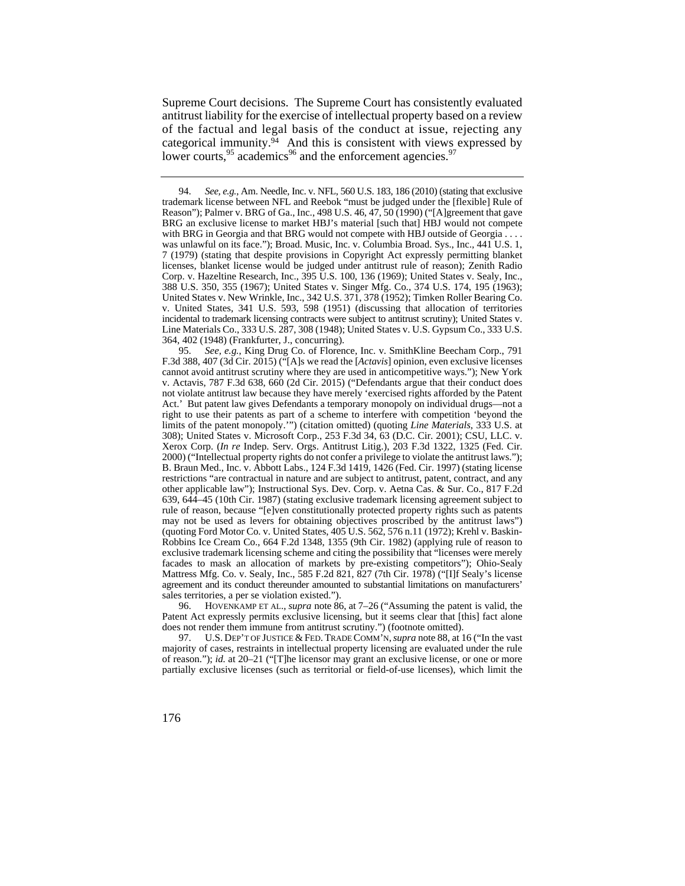Supreme Court decisions. The Supreme Court has consistently evaluated antitrust liability for the exercise of intellectual property based on a review of the factual and legal basis of the conduct at issue, rejecting any categorical immunity.[94] And this is consistent with views expressed by lower courts,[95] academics[96] and the enforcement agencies.[97]

---

94. *See, e.g.*, Am. Needle, Inc. v. NFL, 560 U.S. 183, 186 (2010) (stating that exclusive trademark license between NFL and Reebok "must be judged under the [flexible] Rule of Reason"); Palmer v. BRG of Ga., Inc., 498 U.S. 46, 47, 50 (1990) ("[A]greement that gave BRG an exclusive license to market HBJ's material [such that] HBJ would not compete with BRG in Georgia and that BRG would not compete with HBJ outside of Georgia . . . . was unlawful on its face."); Broad. Music, Inc. v. Columbia Broad. Sys., Inc., 441 U.S. 1, 7 (1979) (stating that despite provisions in Copyright Act expressly permitting blanket licenses, blanket license would be judged under antitrust rule of reason); Zenith Radio Corp. v. Hazeltine Research, Inc., 395 U.S. 100, 136 (1969); United States v. Sealy, Inc., 388 U.S. 350, 355 (1967); United States v. Singer Mfg. Co., 374 U.S. 174, 195 (1963); United States v. New Wrinkle, Inc., 342 U.S. 371, 378 (1952); Timken Roller Bearing Co. v. United States, 341 U.S. 593, 598 (1951) (discussing that allocation of territories incidental to trademark licensing contracts were subject to antitrust scrutiny); United States v. Line Materials Co., 333 U.S. 287, 308 (1948); United States v. U.S. Gypsum Co., 333 U.S. 364, 402 (1948) (Frankfurter, J., concurring).

95. *See, e.g.*, King Drug Co. of Florence, Inc. v. SmithKline Beecham Corp., 791 F.3d 388, 407 (3d Cir. 2015) ("[A]s we read the [*Actavis*] opinion, even exclusive licenses cannot avoid antitrust scrutiny where they are used in anticompetitive ways."); New York v. Actavis, 787 F.3d 638, 660 (2d Cir. 2015) ("Defendants argue that their conduct does not violate antitrust law because they have merely 'exercised rights afforded by the Patent Act.' But patent law gives Defendants a temporary monopoly on individual drugs—not a right to use their patents as part of a scheme to interfere with competition 'beyond the limits of the patent monopoly.'") (citation omitted) (quoting *Line Materials*, 333 U.S. at 308); United States v. Microsoft Corp., 253 F.3d 34, 63 (D.C. Cir. 2001); CSU, LLC. v. Xerox Corp. (*In re* Indep. Serv. Orgs. Antitrust Litig.), 203 F.3d 1322, 1325 (Fed. Cir. 2000) ("Intellectual property rights do not confer a privilege to violate the antitrust laws."); B. Braun Med., Inc. v. Abbott Labs., 124 F.3d 1419, 1426 (Fed. Cir. 1997) (stating license restrictions "are contractual in nature and are subject to antitrust, patent, contract, and any other applicable law"); Instructional Sys. Dev. Corp. v. Aetna Cas. & Sur. Co., 817 F.2d 639, 644–45 (10th Cir. 1987) (stating exclusive trademark licensing agreement subject to rule of reason, because "[e]ven constitutionally protected property rights such as patents may not be used as levers for obtaining objectives proscribed by the antitrust laws") (quoting Ford Motor Co. v. United States, 405 U.S. 562, 576 n.11 (1972); Krehl v. Baskin-Robbins Ice Cream Co., 664 F.2d 1348, 1355 (9th Cir. 1982) (applying rule of reason to exclusive trademark licensing scheme and citing the possibility that "licenses were merely facades to mask an allocation of markets by pre-existing competitors"); Ohio-Sealy Mattress Mfg. Co. v. Sealy, Inc., 585 F.2d 821, 827 (7th Cir. 1978) ("[I]f Sealy's license agreement and its conduct thereunder amounted to substantial limitations on manufacturers' sales territories, a per se violation existed.").

96. HOVENKAMP ET AL., *supra* note 86, at 7–26 ("Assuming the patent is valid, the Patent Act expressly permits exclusive licensing, but it seems clear that [this] fact alone does not render them immune from antitrust scrutiny.") (footnote omitted).

97. U.S. DEP'T OF JUSTICE & FED. TRADE COMM'N, *supra* note 88, at 16 ("In the vast majority of cases, restraints in intellectual property licensing are evaluated under the rule of reason."); *id.* at 20–21 ("[T]he licensor may grant an exclusive license, or one or more partially exclusive licenses (such as territorial or field-of-use licenses), which limit the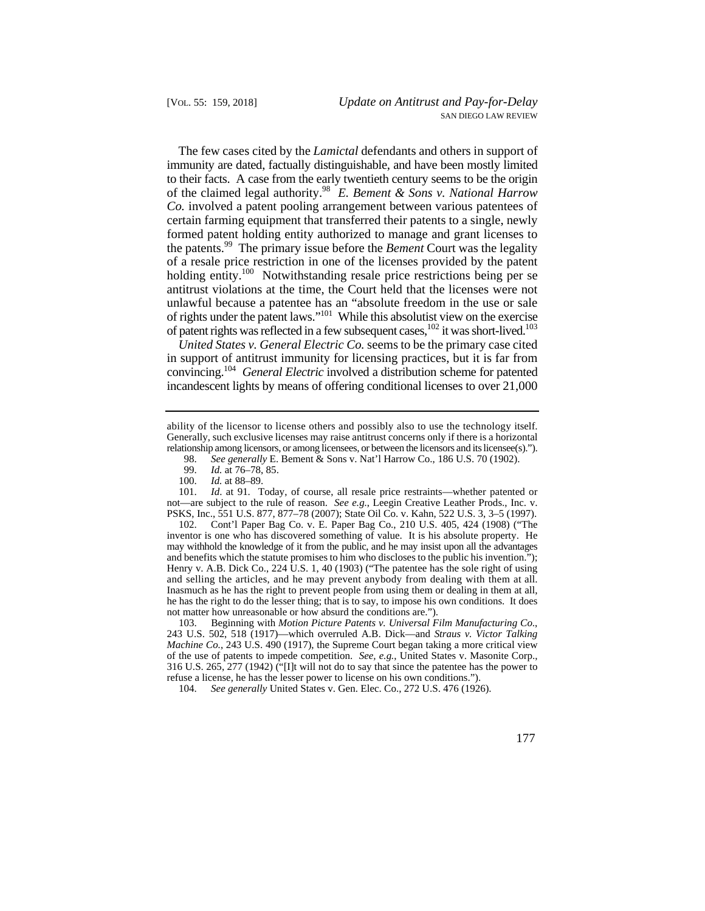The few cases cited by the *Lamictal* defendants and others in support of immunity are dated, factually distinguishable, and have been mostly limited to their facts. A case from the early twentieth century seems to be the origin of the claimed legal authority.[98] *E. Bement & Sons v. National Harrow Co.* involved a patent pooling arrangement between various patentees of certain farming equipment that transferred their patents to a single, newly formed patent holding entity authorized to manage and grant licenses to the patents.[99] The primary issue before the *Bement* Court was the legality of a resale price restriction in one of the licenses provided by the patent holding entity.[100] Notwithstanding resale price restrictions being per se antitrust violations at the time, the Court held that the licenses were not unlawful because a patentee has an "absolute freedom in the use or sale of rights under the patent laws."[101] While this absolutist view on the exercise of patent rights was reflected in a few subsequent cases,[102] it was short-lived.[103]

*United States v. General Electric Co.* seems to be the primary case cited in support of antitrust immunity for licensing practices, but it is far from convincing.[104] *General Electric* involved a distribution scheme for patented incandescent lights by means of offering conditional licenses to over 21,000

---

ability of the licensor to license others and possibly also to use the technology itself. Generally, such exclusive licenses may raise antitrust concerns only if there is a horizontal relationship among licensors, or among licensees, or between the licensors and its licensee(s).").

98. *See generally* E. Bement & Sons v. Nat'l Harrow Co., 186 U.S. 70 (1902).

99. *Id.* at 76–78, 85.

100. *Id.* at 88–89.

101. *Id*. at 91. Today, of course, all resale price restraints—whether patented or not—are subject to the rule of reason. *See e.g.*, Leegin Creative Leather Prods., Inc. v. PSKS, Inc., 551 U.S. 877, 877–78 (2007); State Oil Co. v. Kahn, 522 U.S. 3, 3–5 (1997).

102. Cont'l Paper Bag Co. v. E. Paper Bag Co., 210 U.S. 405, 424 (1908) ("The inventor is one who has discovered something of value. It is his absolute property. He may withhold the knowledge of it from the public, and he may insist upon all the advantages and benefits which the statute promises to him who discloses to the public his invention."); Henry v. A.B. Dick Co., 224 U.S. 1, 40 (1903) ("The patentee has the sole right of using and selling the articles, and he may prevent anybody from dealing with them at all. Inasmuch as he has the right to prevent people from using them or dealing in them at all, he has the right to do the lesser thing; that is to say, to impose his own conditions. It does not matter how unreasonable or how absurd the conditions are.").

103. Beginning with *Motion Picture Patents v. Universal Film Manufacturing Co.*, 243 U.S. 502, 518 (1917)—which overruled A.B. Dick—and *Straus v. Victor Talking Machine Co.*, 243 U.S. 490 (1917), the Supreme Court began taking a more critical view of the use of patents to impede competition. *See, e.g.*, United States v. Masonite Corp., 316 U.S. 265, 277 (1942) ("[I]t will not do to say that since the patentee has the power to refuse a license, he has the lesser power to license on his own conditions.").

104. *See generally* United States v. Gen. Elec. Co., 272 U.S. 476 (1926).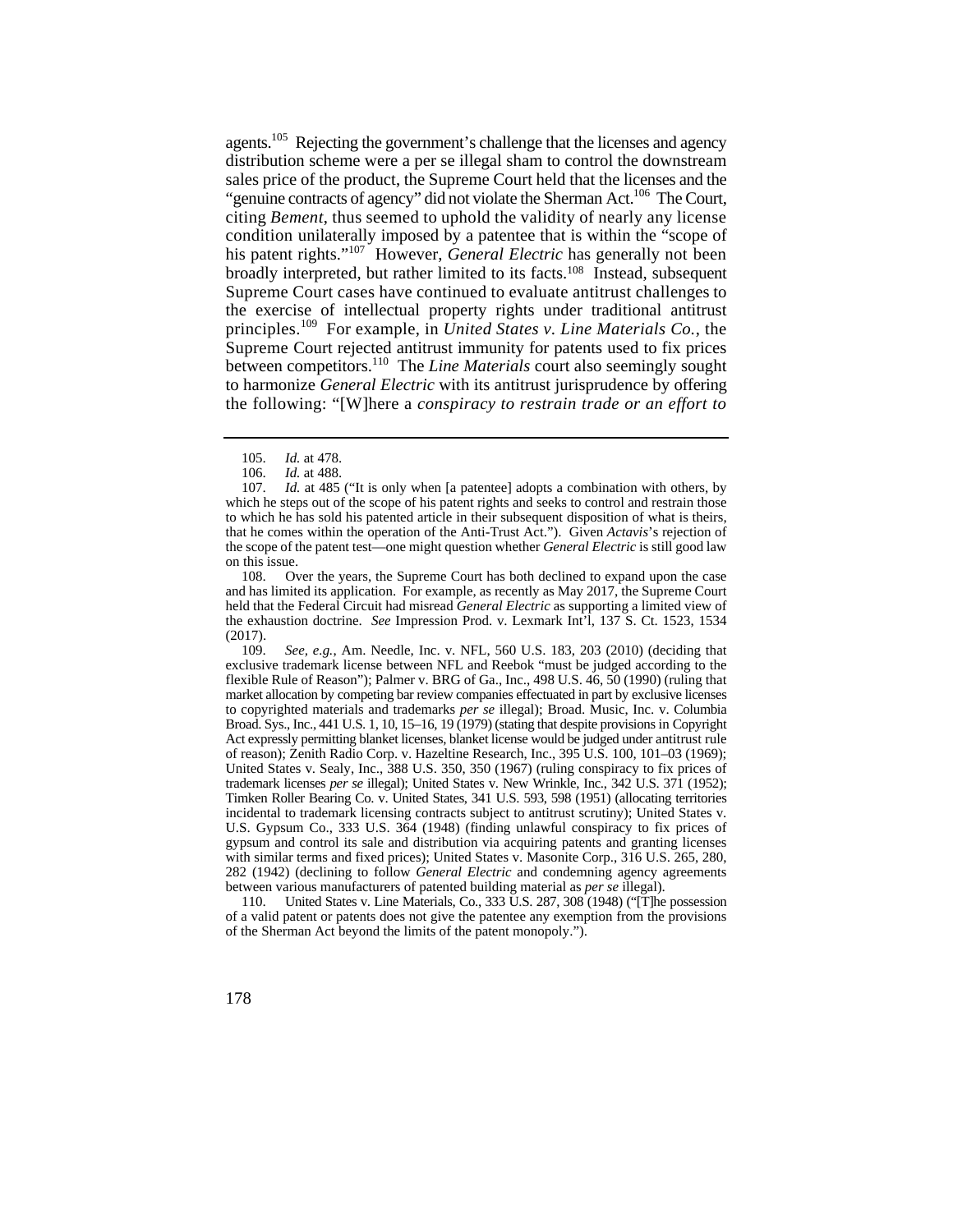agents.[105] Rejecting the government's challenge that the licenses and agency distribution scheme were a per se illegal sham to control the downstream sales price of the product, the Supreme Court held that the licenses and the "genuine contracts of agency" did not violate the Sherman Act.[106] The Court, citing *Bement*, thus seemed to uphold the validity of nearly any license condition unilaterally imposed by a patentee that is within the "scope of his patent rights."[107] However, *General Electric* has generally not been broadly interpreted, but rather limited to its facts.[108] Instead, subsequent Supreme Court cases have continued to evaluate antitrust challenges to the exercise of intellectual property rights under traditional antitrust principles.[109] For example, in *United States v. Line Materials Co.*, the Supreme Court rejected antitrust immunity for patents used to fix prices between competitors.[110] The *Line Materials* court also seemingly sought to harmonize *General Electric* with its antitrust jurisprudence by offering the following: "[W]here a *conspiracy to restrain trade or an effort to*

---

105. *Id.* at 478.

106. *Id.* at 488.

107. *Id.* at 485 ("It is only when [a patentee] adopts a combination with others, by which he steps out of the scope of his patent rights and seeks to control and restrain those to which he has sold his patented article in their subsequent disposition of what is theirs, that he comes within the operation of the Anti-Trust Act."). Given *Actavis*'s rejection of the scope of the patent test—one might question whether *General Electric* is still good law on this issue.

108. Over the years, the Supreme Court has both declined to expand upon the case and has limited its application. For example, as recently as May 2017, the Supreme Court held that the Federal Circuit had misread *General Electric* as supporting a limited view of the exhaustion doctrine. *See* Impression Prod. v. Lexmark Int'l, 137 S. Ct. 1523, 1534 (2017).

109. *See, e.g.*, Am. Needle, Inc. v. NFL, 560 U.S. 183, 203 (2010) (deciding that exclusive trademark license between NFL and Reebok "must be judged according to the flexible Rule of Reason"); Palmer v. BRG of Ga., Inc., 498 U.S. 46, 50 (1990) (ruling that market allocation by competing bar review companies effectuated in part by exclusive licenses to copyrighted materials and trademarks *per se* illegal); Broad. Music, Inc. v. Columbia Broad. Sys., Inc., 441 U.S. 1, 10, 15–16, 19 (1979) (stating that despite provisions in Copyright Act expressly permitting blanket licenses, blanket license would be judged under antitrust rule of reason); Zenith Radio Corp. v. Hazeltine Research, Inc., 395 U.S. 100, 101–03 (1969); United States v. Sealy, Inc., 388 U.S. 350, 350 (1967) (ruling conspiracy to fix prices of trademark licenses *per se* illegal); United States v. New Wrinkle, Inc., 342 U.S. 371 (1952); Timken Roller Bearing Co. v. United States, 341 U.S. 593, 598 (1951) (allocating territories incidental to trademark licensing contracts subject to antitrust scrutiny); United States v. U.S. Gypsum Co., 333 U.S. 364 (1948) (finding unlawful conspiracy to fix prices of gypsum and control its sale and distribution via acquiring patents and granting licenses with similar terms and fixed prices); United States v. Masonite Corp., 316 U.S. 265, 280, 282 (1942) (declining to follow *General Electric* and condemning agency agreements between various manufacturers of patented building material as *per se* illegal).

110. United States v. Line Materials, Co., 333 U.S. 287, 308 (1948) ("[T]he possession of a valid patent or patents does not give the patentee any exemption from the provisions of the Sherman Act beyond the limits of the patent monopoly.").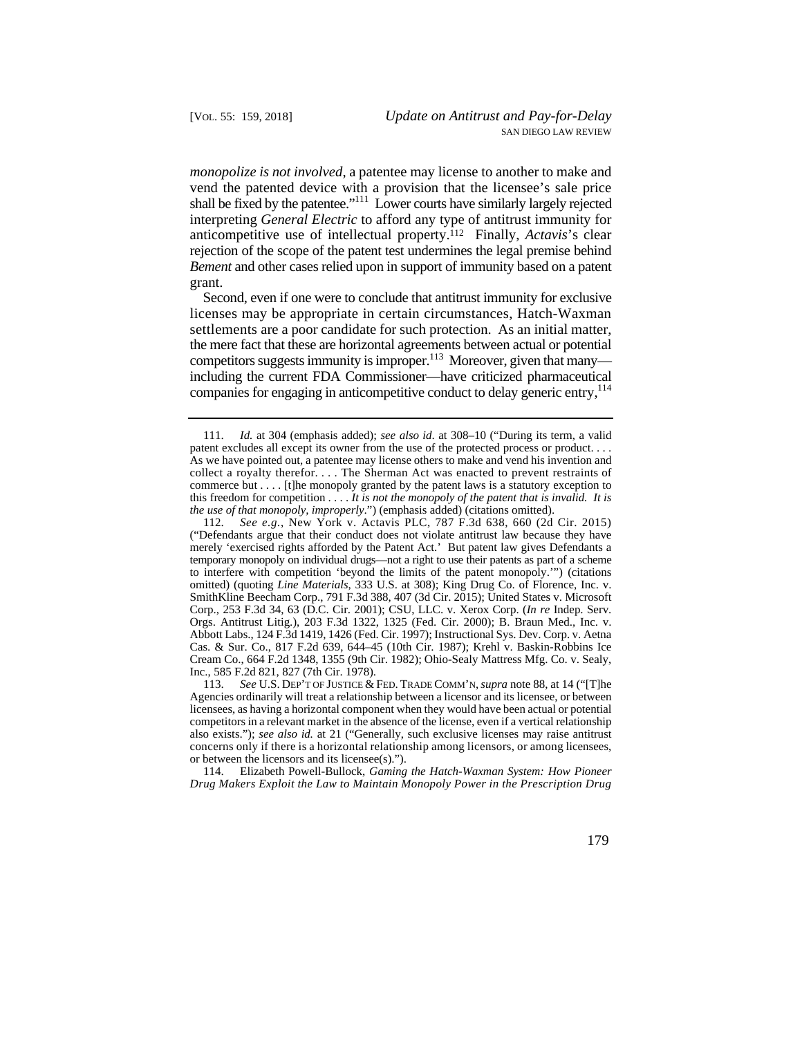*monopolize is not involved*, a patentee may license to another to make and vend the patented device with a provision that the licensee's sale price shall be fixed by the patentee."[111] Lower courts have similarly largely rejected interpreting *General Electric* to afford any type of antitrust immunity for anticompetitive use of intellectual property.[112] Finally, *Actavis*'s clear rejection of the scope of the patent test undermines the legal premise behind *Bement* and other cases relied upon in support of immunity based on a patent grant.

Second, even if one were to conclude that antitrust immunity for exclusive licenses may be appropriate in certain circumstances, Hatch-Waxman settlements are a poor candidate for such protection. As an initial matter, the mere fact that these are horizontal agreements between actual or potential competitors suggests immunity is improper.[113] Moreover, given that many—including the current FDA Commissioner—have criticized pharmaceutical companies for engaging in anticompetitive conduct to delay generic entry,[114]

---

111. *Id.* at 304 (emphasis added); *see also id.* at 308–10 ("During its term, a valid patent excludes all except its owner from the use of the protected process or product. . . . As we have pointed out, a patentee may license others to make and vend his invention and collect a royalty therefor. . . . The Sherman Act was enacted to prevent restraints of commerce but . . . . [t]he monopoly granted by the patent laws is a statutory exception to this freedom for competition . . . . *It is not the monopoly of the patent that is invalid. It is the use of that monopoly, improperly*.") (emphasis added) (citations omitted).

112. *See e.g.*, New York v. Actavis PLC, 787 F.3d 638, 660 (2d Cir. 2015) ("Defendants argue that their conduct does not violate antitrust law because they have merely 'exercised rights afforded by the Patent Act.' But patent law gives Defendants a temporary monopoly on individual drugs—not a right to use their patents as part of a scheme to interfere with competition 'beyond the limits of the patent monopoly.'") (citations omitted) (quoting *Line Materials*, 333 U.S. at 308); King Drug Co. of Florence, Inc. v. SmithKline Beecham Corp., 791 F.3d 388, 407 (3d Cir. 2015); United States v. Microsoft Corp., 253 F.3d 34, 63 (D.C. Cir. 2001); CSU, LLC. v. Xerox Corp. (*In re* Indep. Serv. Orgs. Antitrust Litig.), 203 F.3d 1322, 1325 (Fed. Cir. 2000); B. Braun Med., Inc. v. Abbott Labs., 124 F.3d 1419, 1426 (Fed. Cir. 1997); Instructional Sys. Dev. Corp. v. Aetna Cas. & Sur. Co., 817 F.2d 639, 644–45 (10th Cir. 1987); Krehl v. Baskin-Robbins Ice Cream Co., 664 F.2d 1348, 1355 (9th Cir. 1982); Ohio-Sealy Mattress Mfg. Co. v. Sealy, Inc., 585 F.2d 821, 827 (7th Cir. 1978).

113. *See* U.S. DEP'T OF JUSTICE & FED. TRADE COMM'N, *supra* note 88, at 14 ("[T]he Agencies ordinarily will treat a relationship between a licensor and its licensee, or between licensees, as having a horizontal component when they would have been actual or potential competitors in a relevant market in the absence of the license, even if a vertical relationship also exists."); *see also id.* at 21 ("Generally, such exclusive licenses may raise antitrust concerns only if there is a horizontal relationship among licensors, or among licensees, or between the licensors and its licensee(s).").

114. Elizabeth Powell-Bullock, *Gaming the Hatch-Waxman System: How Pioneer Drug Makers Exploit the Law to Maintain Monopoly Power in the Prescription Drug*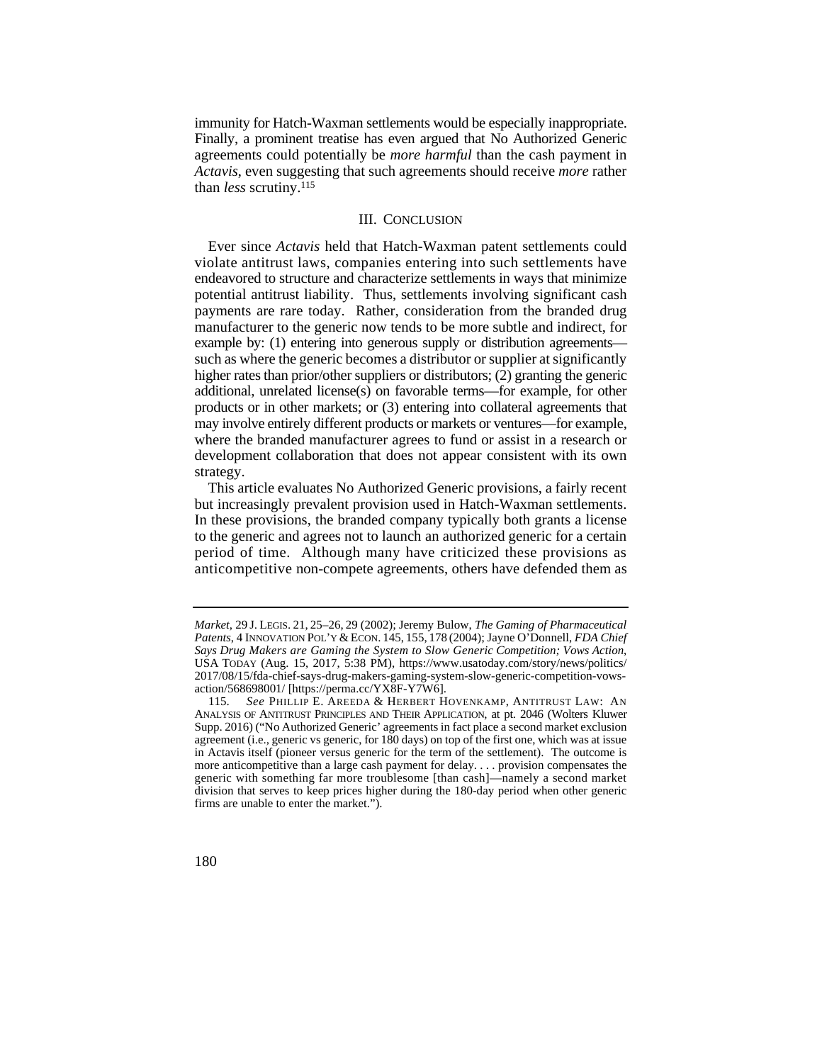immunity for Hatch-Waxman settlements would be especially inappropriate. Finally, a prominent treatise has even argued that No Authorized Generic agreements could potentially be *more harmful* than the cash payment in *Actavis*, even suggesting that such agreements should receive *more* rather than *less* scrutiny.[115]

## III. CONCLUSION

Ever since *Actavis* held that Hatch-Waxman patent settlements could violate antitrust laws, companies entering into such settlements have endeavored to structure and characterize settlements in ways that minimize potential antitrust liability. Thus, settlements involving significant cash payments are rare today. Rather, consideration from the branded drug manufacturer to the generic now tends to be more subtle and indirect, for example by: (1) entering into generous supply or distribution agreements—such as where the generic becomes a distributor or supplier at significantly higher rates than prior/other suppliers or distributors; (2) granting the generic additional, unrelated license(s) on favorable terms—for example, for other products or in other markets; or (3) entering into collateral agreements that may involve entirely different products or markets or ventures—for example, where the branded manufacturer agrees to fund or assist in a research or development collaboration that does not appear consistent with its own strategy.

This article evaluates No Authorized Generic provisions, a fairly recent but increasingly prevalent provision used in Hatch-Waxman settlements. In these provisions, the branded company typically both grants a license to the generic and agrees not to launch an authorized generic for a certain period of time. Although many have criticized these provisions as anticompetitive non-compete agreements, others have defended them as

---

*Market*, 29 J. LEGIS. 21, 25–26, 29 (2002); Jeremy Bulow, *The Gaming of Pharmaceutical Patents*, 4 INNOVATION POL'Y & ECON. 145, 155, 178 (2004); Jayne O'Donnell, *FDA Chief Says Drug Makers are Gaming the System to Slow Generic Competition; Vows Action*, USA TODAY (Aug. 15, 2017, 5:38 PM), https://www.usatoday.com/story/news/politics/2017/08/15/fda-chief-says-drug-makers-gaming-system-slow-generic-competition-vows-action/568698001/ [https://perma.cc/YX8F-Y7W6].

115. *See* PHILLIP E. AREEDA & HERBERT HOVENKAMP, ANTITRUST LAW: AN ANALYSIS OF ANTITRUST PRINCIPLES AND THEIR APPLICATION, at pt. 2046 (Wolters Kluwer Supp. 2016) ("No Authorized Generic' agreements in fact place a second market exclusion agreement (i.e., generic vs generic, for 180 days) on top of the first one, which was at issue in Actavis itself (pioneer versus generic for the term of the settlement). The outcome is more anticompetitive than a large cash payment for delay. . . . provision compensates the generic with something far more troublesome [than cash]—namely a second market division that serves to keep prices higher during the 180-day period when other generic firms are unable to enter the market.").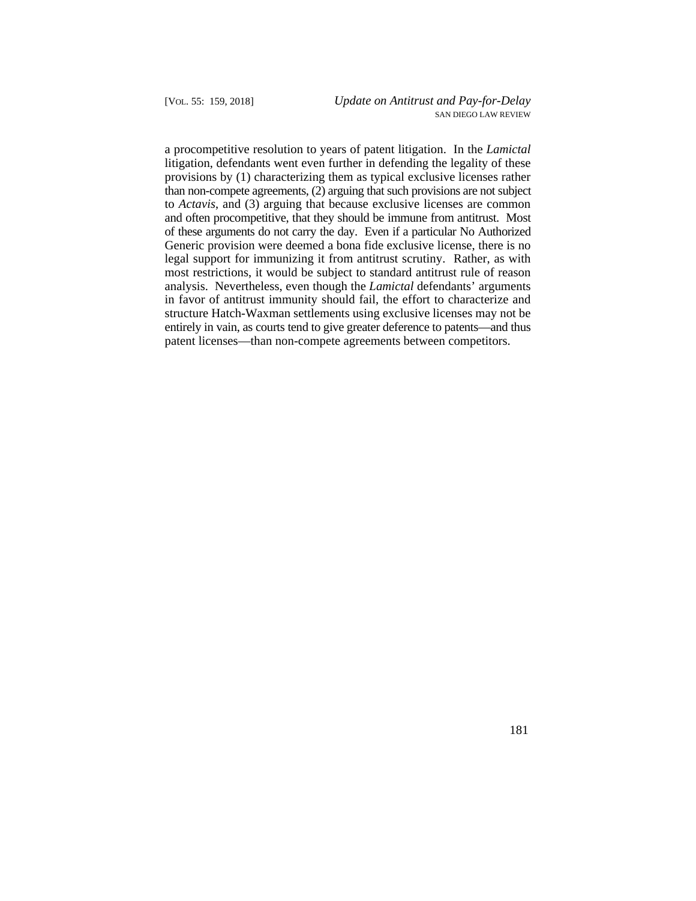a procompetitive resolution to years of patent litigation. In the *Lamictal* litigation, defendants went even further in defending the legality of these provisions by (1) characterizing them as typical exclusive licenses rather than non-compete agreements, (2) arguing that such provisions are not subject to *Actavis*, and (3) arguing that because exclusive licenses are common and often procompetitive, that they should be immune from antitrust. Most of these arguments do not carry the day. Even if a particular No Authorized Generic provision were deemed a bona fide exclusive license, there is no legal support for immunizing it from antitrust scrutiny. Rather, as with most restrictions, it would be subject to standard antitrust rule of reason analysis. Nevertheless, even though the *Lamictal* defendants' arguments in favor of antitrust immunity should fail, the effort to characterize and structure Hatch-Waxman settlements using exclusive licenses may not be entirely in vain, as courts tend to give greater deference to patents—and thus patent licenses—than non-compete agreements between competitors.